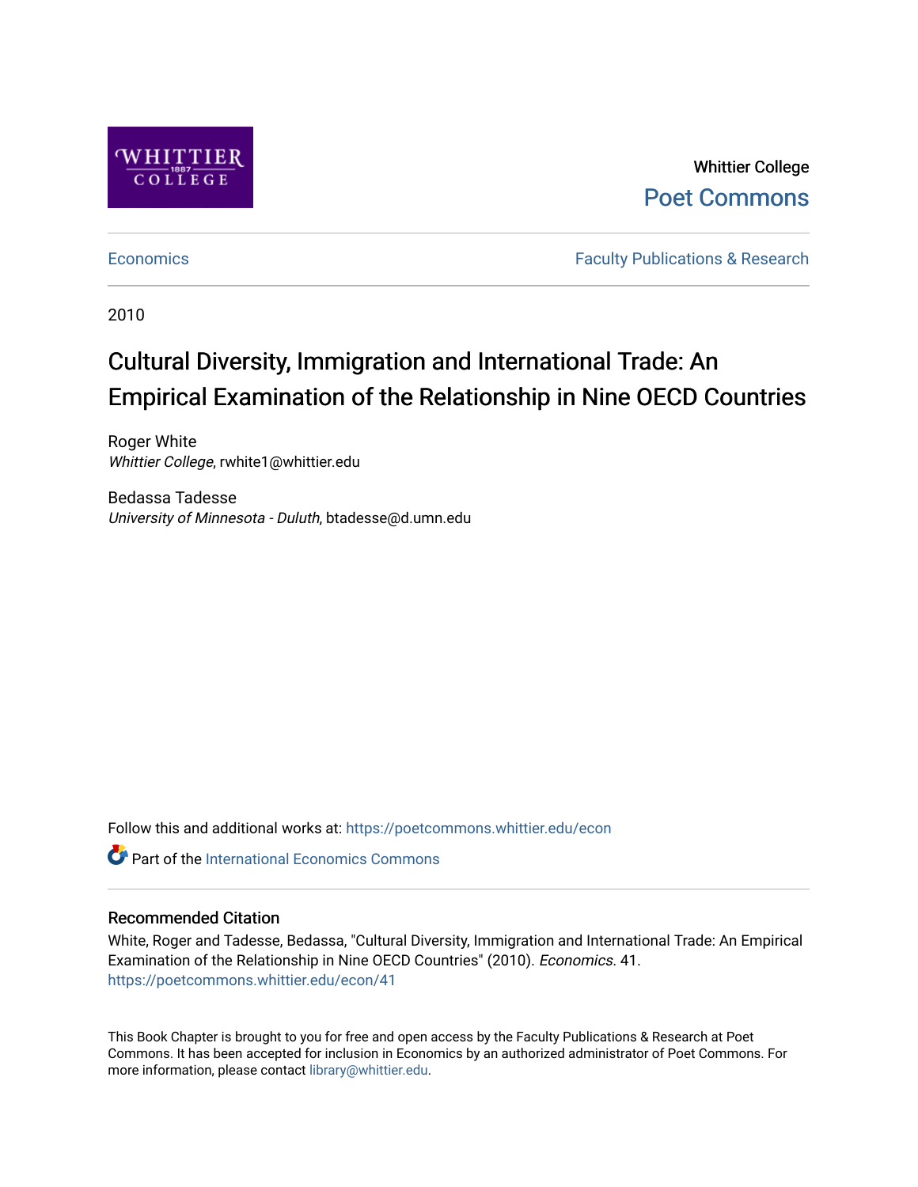Whittier College

Poet Commons

Economics | Faculty Publications & Research

2010

# Cultural Diversity, Immigration and International Trade: An Empirical Examination of the Relationship in Nine OECD Countries

Roger White
*Whittier College*, rwhite1@whittier.edu

Bedassa Tadesse
*University of Minnesota - Duluth*, btadesse@d.umn.edu

Follow this and additional works at: https://poetcommons.whittier.edu/econ

Part of the International Economics Commons

## Recommended Citation

White, Roger and Tadesse, Bedassa, "Cultural Diversity, Immigration and International Trade: An Empirical Examination of the Relationship in Nine OECD Countries" (2010). *Economics*. 41.
https://poetcommons.whittier.edu/econ/41

This Book Chapter is brought to you for free and open access by the Faculty Publications & Research at Poet Commons. It has been accepted for inclusion in Economics by an authorized administrator of Poet Commons. For more information, please contact library@whittier.edu.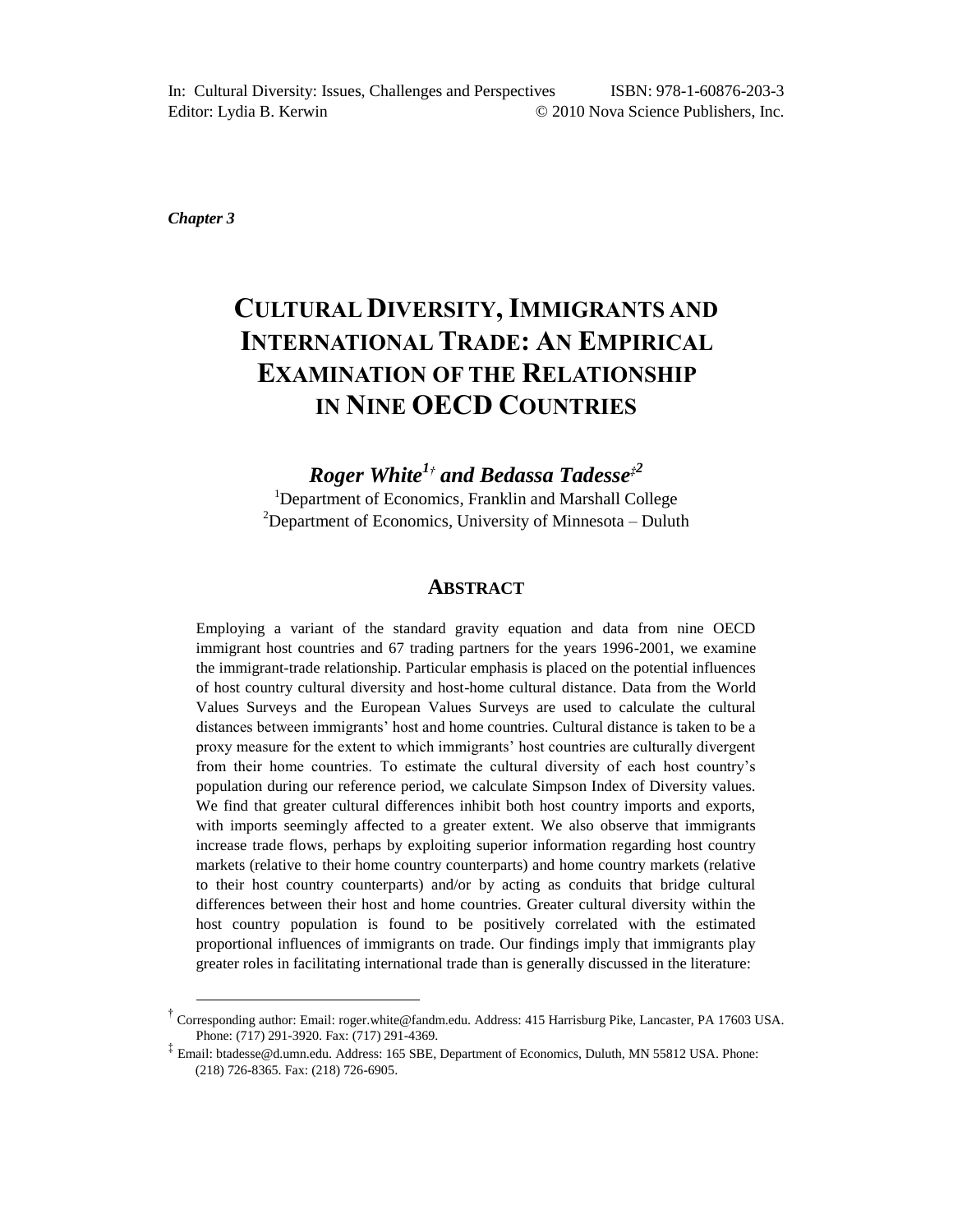In: Cultural Diversity: Issues, Challenges and Perspectives ISBN: 978-1-60876-203-3
Editor: Lydia B. Kerwin © 2010 Nova Science Publishers, Inc.

*Chapter 3*

# CULTURAL DIVERSITY, IMMIGRANTS AND INTERNATIONAL TRADE: AN EMPIRICAL EXAMINATION OF THE RELATIONSHIP IN NINE OECD COUNTRIES

***Roger White[1†] and Bedassa Tadesse[‡2]***

[1]Department of Economics, Franklin and Marshall College
[2]Department of Economics, University of Minnesota – Duluth

## ABSTRACT

Employing a variant of the standard gravity equation and data from nine OECD immigrant host countries and 67 trading partners for the years 1996-2001, we examine the immigrant-trade relationship. Particular emphasis is placed on the potential influences of host country cultural diversity and host-home cultural distance. Data from the World Values Surveys and the European Values Surveys are used to calculate the cultural distances between immigrants' host and home countries. Cultural distance is taken to be a proxy measure for the extent to which immigrants' host countries are culturally divergent from their home countries. To estimate the cultural diversity of each host country's population during our reference period, we calculate Simpson Index of Diversity values. We find that greater cultural differences inhibit both host country imports and exports, with imports seemingly affected to a greater extent. We also observe that immigrants increase trade flows, perhaps by exploiting superior information regarding host country markets (relative to their home country counterparts) and home country markets (relative to their host country counterparts) and/or by acting as conduits that bridge cultural differences between their host and home countries. Greater cultural diversity within the host country population is found to be positively correlated with the estimated proportional influences of immigrants on trade. Our findings imply that immigrants play greater roles in facilitating international trade than is generally discussed in the literature:

---

[†] Corresponding author: Email: roger.white@fandm.edu. Address: 415 Harrisburg Pike, Lancaster, PA 17603 USA. Phone: (717) 291-3920. Fax: (717) 291-4369.

[‡] Email: btadesse@d.umn.edu. Address: 165 SBE, Department of Economics, Duluth, MN 55812 USA. Phone: (218) 726-8365. Fax: (218) 726-6905.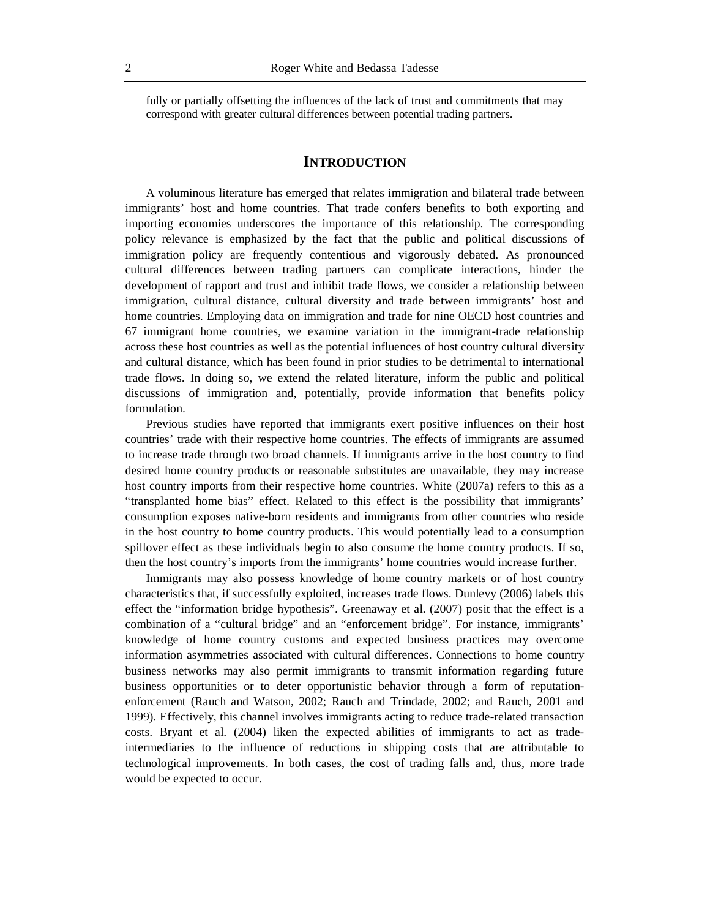fully or partially offsetting the influences of the lack of trust and commitments that may correspond with greater cultural differences between potential trading partners.

## INTRODUCTION

A voluminous literature has emerged that relates immigration and bilateral trade between immigrants' host and home countries. That trade confers benefits to both exporting and importing economies underscores the importance of this relationship. The corresponding policy relevance is emphasized by the fact that the public and political discussions of immigration policy are frequently contentious and vigorously debated. As pronounced cultural differences between trading partners can complicate interactions, hinder the development of rapport and trust and inhibit trade flows, we consider a relationship between immigration, cultural distance, cultural diversity and trade between immigrants' host and home countries. Employing data on immigration and trade for nine OECD host countries and 67 immigrant home countries, we examine variation in the immigrant-trade relationship across these host countries as well as the potential influences of host country cultural diversity and cultural distance, which has been found in prior studies to be detrimental to international trade flows. In doing so, we extend the related literature, inform the public and political discussions of immigration and, potentially, provide information that benefits policy formulation.

Previous studies have reported that immigrants exert positive influences on their host countries' trade with their respective home countries. The effects of immigrants are assumed to increase trade through two broad channels. If immigrants arrive in the host country to find desired home country products or reasonable substitutes are unavailable, they may increase host country imports from their respective home countries. White (2007a) refers to this as a "transplanted home bias" effect. Related to this effect is the possibility that immigrants' consumption exposes native-born residents and immigrants from other countries who reside in the host country to home country products. This would potentially lead to a consumption spillover effect as these individuals begin to also consume the home country products. If so, then the host country's imports from the immigrants' home countries would increase further.

Immigrants may also possess knowledge of home country markets or of host country characteristics that, if successfully exploited, increases trade flows. Dunlevy (2006) labels this effect the "information bridge hypothesis". Greenaway et al. (2007) posit that the effect is a combination of a "cultural bridge" and an "enforcement bridge". For instance, immigrants' knowledge of home country customs and expected business practices may overcome information asymmetries associated with cultural differences. Connections to home country business networks may also permit immigrants to transmit information regarding future business opportunities or to deter opportunistic behavior through a form of reputation-enforcement (Rauch and Watson, 2002; Rauch and Trindade, 2002; and Rauch, 2001 and 1999). Effectively, this channel involves immigrants acting to reduce trade-related transaction costs. Bryant et al. (2004) liken the expected abilities of immigrants to act as trade-intermediaries to the influence of reductions in shipping costs that are attributable to technological improvements. In both cases, the cost of trading falls and, thus, more trade would be expected to occur.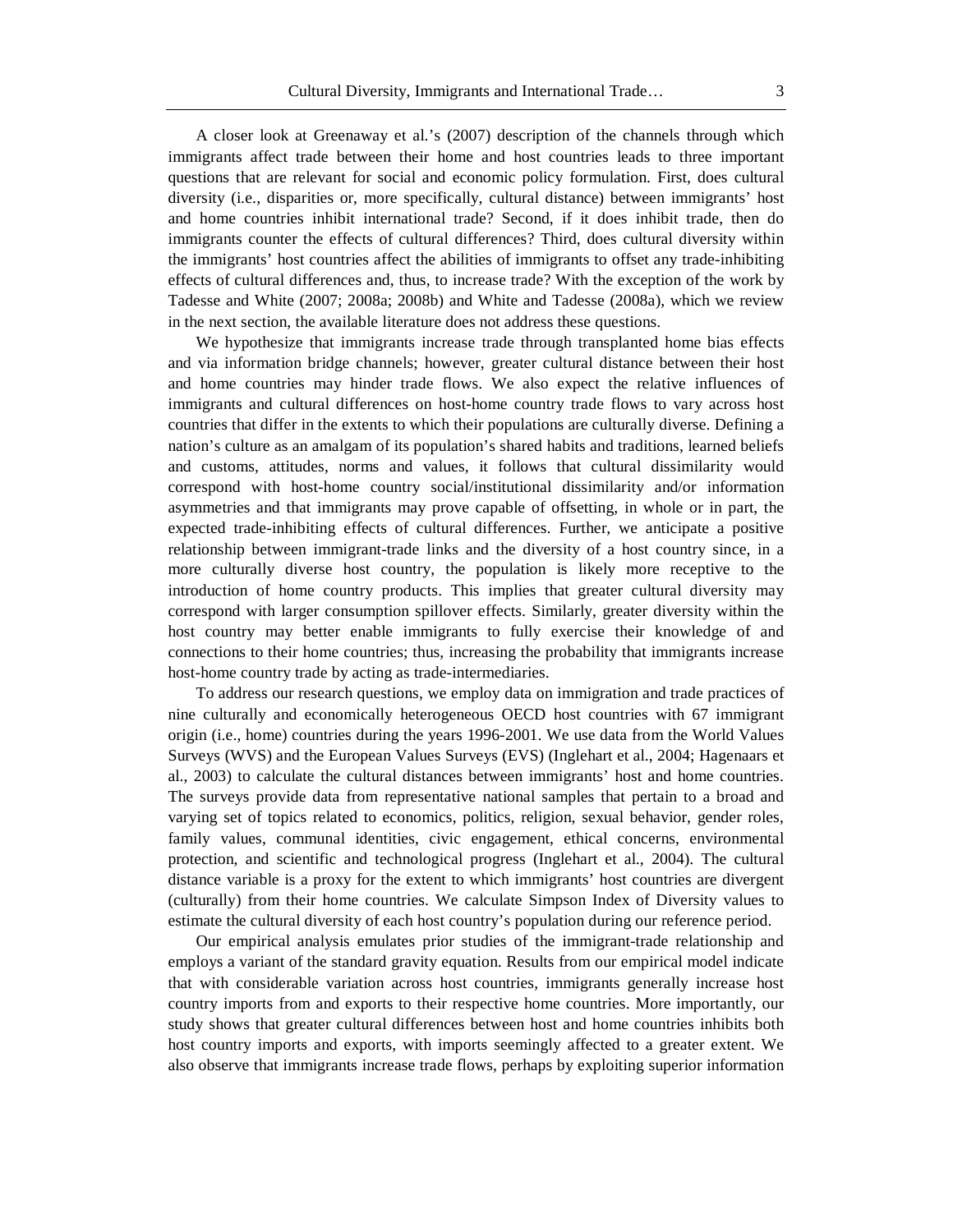A closer look at Greenaway et al.'s (2007) description of the channels through which immigrants affect trade between their home and host countries leads to three important questions that are relevant for social and economic policy formulation. First, does cultural diversity (i.e., disparities or, more specifically, cultural distance) between immigrants' host and home countries inhibit international trade? Second, if it does inhibit trade, then do immigrants counter the effects of cultural differences? Third, does cultural diversity within the immigrants' host countries affect the abilities of immigrants to offset any trade-inhibiting effects of cultural differences and, thus, to increase trade? With the exception of the work by Tadesse and White (2007; 2008a; 2008b) and White and Tadesse (2008a), which we review in the next section, the available literature does not address these questions.

We hypothesize that immigrants increase trade through transplanted home bias effects and via information bridge channels; however, greater cultural distance between their host and home countries may hinder trade flows. We also expect the relative influences of immigrants and cultural differences on host-home country trade flows to vary across host countries that differ in the extents to which their populations are culturally diverse. Defining a nation's culture as an amalgam of its population's shared habits and traditions, learned beliefs and customs, attitudes, norms and values, it follows that cultural dissimilarity would correspond with host-home country social/institutional dissimilarity and/or information asymmetries and that immigrants may prove capable of offsetting, in whole or in part, the expected trade-inhibiting effects of cultural differences. Further, we anticipate a positive relationship between immigrant-trade links and the diversity of a host country since, in a more culturally diverse host country, the population is likely more receptive to the introduction of home country products. This implies that greater cultural diversity may correspond with larger consumption spillover effects. Similarly, greater diversity within the host country may better enable immigrants to fully exercise their knowledge of and connections to their home countries; thus, increasing the probability that immigrants increase host-home country trade by acting as trade-intermediaries.

To address our research questions, we employ data on immigration and trade practices of nine culturally and economically heterogeneous OECD host countries with 67 immigrant origin (i.e., home) countries during the years 1996-2001. We use data from the World Values Surveys (WVS) and the European Values Surveys (EVS) (Inglehart et al., 2004; Hagenaars et al., 2003) to calculate the cultural distances between immigrants' host and home countries. The surveys provide data from representative national samples that pertain to a broad and varying set of topics related to economics, politics, religion, sexual behavior, gender roles, family values, communal identities, civic engagement, ethical concerns, environmental protection, and scientific and technological progress (Inglehart et al., 2004). The cultural distance variable is a proxy for the extent to which immigrants' host countries are divergent (culturally) from their home countries. We calculate Simpson Index of Diversity values to estimate the cultural diversity of each host country's population during our reference period.

Our empirical analysis emulates prior studies of the immigrant-trade relationship and employs a variant of the standard gravity equation. Results from our empirical model indicate that with considerable variation across host countries, immigrants generally increase host country imports from and exports to their respective home countries. More importantly, our study shows that greater cultural differences between host and home countries inhibits both host country imports and exports, with imports seemingly affected to a greater extent. We also observe that immigrants increase trade flows, perhaps by exploiting superior information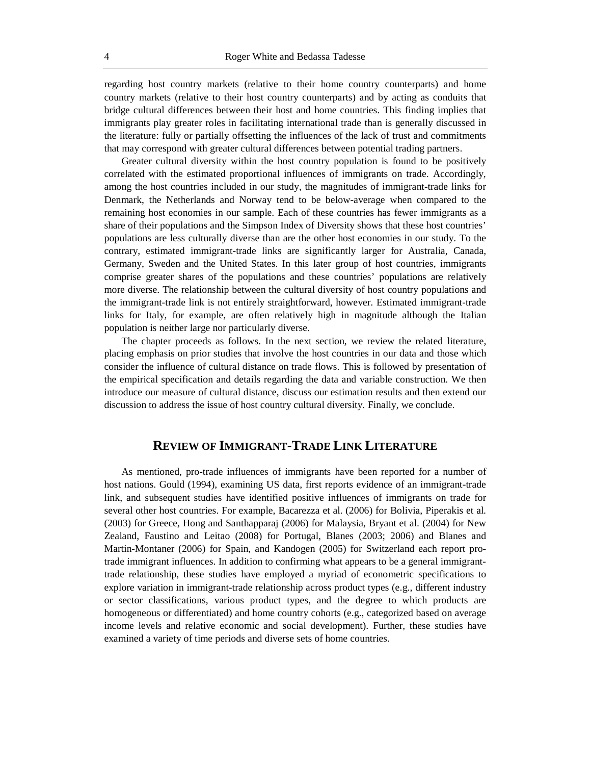regarding host country markets (relative to their home country counterparts) and home country markets (relative to their host country counterparts) and by acting as conduits that bridge cultural differences between their host and home countries. This finding implies that immigrants play greater roles in facilitating international trade than is generally discussed in the literature: fully or partially offsetting the influences of the lack of trust and commitments that may correspond with greater cultural differences between potential trading partners.

Greater cultural diversity within the host country population is found to be positively correlated with the estimated proportional influences of immigrants on trade. Accordingly, among the host countries included in our study, the magnitudes of immigrant-trade links for Denmark, the Netherlands and Norway tend to be below-average when compared to the remaining host economies in our sample. Each of these countries has fewer immigrants as a share of their populations and the Simpson Index of Diversity shows that these host countries' populations are less culturally diverse than are the other host economies in our study. To the contrary, estimated immigrant-trade links are significantly larger for Australia, Canada, Germany, Sweden and the United States. In this later group of host countries, immigrants comprise greater shares of the populations and these countries' populations are relatively more diverse. The relationship between the cultural diversity of host country populations and the immigrant-trade link is not entirely straightforward, however. Estimated immigrant-trade links for Italy, for example, are often relatively high in magnitude although the Italian population is neither large nor particularly diverse.

The chapter proceeds as follows. In the next section, we review the related literature, placing emphasis on prior studies that involve the host countries in our data and those which consider the influence of cultural distance on trade flows. This is followed by presentation of the empirical specification and details regarding the data and variable construction. We then introduce our measure of cultural distance, discuss our estimation results and then extend our discussion to address the issue of host country cultural diversity. Finally, we conclude.

## Review of Immigrant-Trade Link Literature

As mentioned, pro-trade influences of immigrants have been reported for a number of host nations. Gould (1994), examining US data, first reports evidence of an immigrant-trade link, and subsequent studies have identified positive influences of immigrants on trade for several other host countries. For example, Bacarezza et al. (2006) for Bolivia, Piperakis et al. (2003) for Greece, Hong and Santhapparaj (2006) for Malaysia, Bryant et al. (2004) for New Zealand, Faustino and Leitao (2008) for Portugal, Blanes (2003; 2006) and Blanes and Martin-Montaner (2006) for Spain, and Kandogen (2005) for Switzerland each report pro-trade immigrant influences. In addition to confirming what appears to be a general immigrant-trade relationship, these studies have employed a myriad of econometric specifications to explore variation in immigrant-trade relationship across product types (e.g., different industry or sector classifications, various product types, and the degree to which products are homogeneous or differentiated) and home country cohorts (e.g., categorized based on average income levels and relative economic and social development). Further, these studies have examined a variety of time periods and diverse sets of home countries.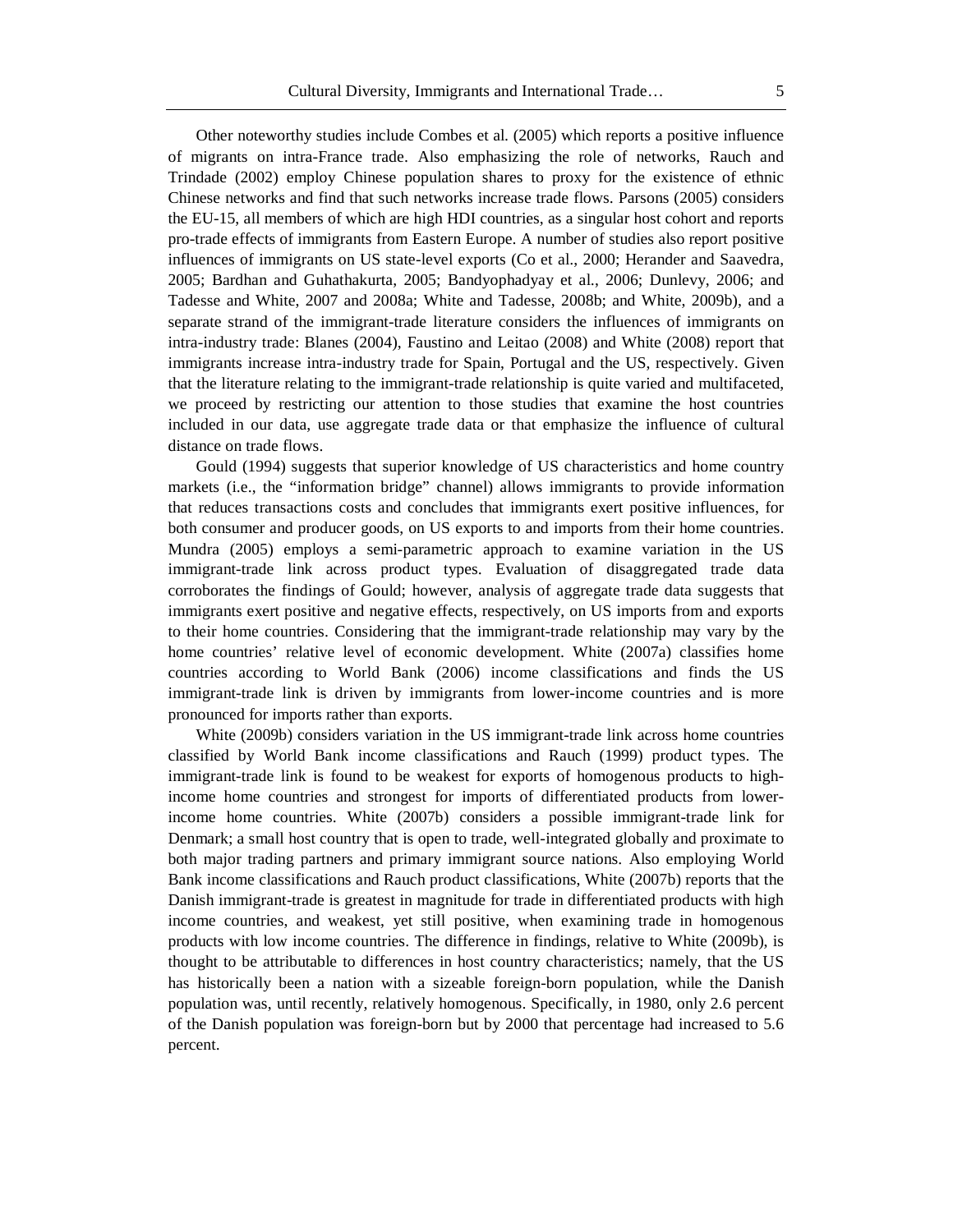Other noteworthy studies include Combes et al. (2005) which reports a positive influence of migrants on intra-France trade. Also emphasizing the role of networks, Rauch and Trindade (2002) employ Chinese population shares to proxy for the existence of ethnic Chinese networks and find that such networks increase trade flows. Parsons (2005) considers the EU-15, all members of which are high HDI countries, as a singular host cohort and reports pro-trade effects of immigrants from Eastern Europe. A number of studies also report positive influences of immigrants on US state-level exports (Co et al., 2000; Herander and Saavedra, 2005; Bardhan and Guhathakurta, 2005; Bandyophadyay et al., 2006; Dunlevy, 2006; and Tadesse and White, 2007 and 2008a; White and Tadesse, 2008b; and White, 2009b), and a separate strand of the immigrant-trade literature considers the influences of immigrants on intra-industry trade: Blanes (2004), Faustino and Leitao (2008) and White (2008) report that immigrants increase intra-industry trade for Spain, Portugal and the US, respectively. Given that the literature relating to the immigrant-trade relationship is quite varied and multifaceted, we proceed by restricting our attention to those studies that examine the host countries included in our data, use aggregate trade data or that emphasize the influence of cultural distance on trade flows.

Gould (1994) suggests that superior knowledge of US characteristics and home country markets (i.e., the "information bridge" channel) allows immigrants to provide information that reduces transactions costs and concludes that immigrants exert positive influences, for both consumer and producer goods, on US exports to and imports from their home countries. Mundra (2005) employs a semi-parametric approach to examine variation in the US immigrant-trade link across product types. Evaluation of disaggregated trade data corroborates the findings of Gould; however, analysis of aggregate trade data suggests that immigrants exert positive and negative effects, respectively, on US imports from and exports to their home countries. Considering that the immigrant-trade relationship may vary by the home countries' relative level of economic development. White (2007a) classifies home countries according to World Bank (2006) income classifications and finds the US immigrant-trade link is driven by immigrants from lower-income countries and is more pronounced for imports rather than exports.

White (2009b) considers variation in the US immigrant-trade link across home countries classified by World Bank income classifications and Rauch (1999) product types. The immigrant-trade link is found to be weakest for exports of homogenous products to high-income home countries and strongest for imports of differentiated products from lower-income home countries. White (2007b) considers a possible immigrant-trade link for Denmark; a small host country that is open to trade, well-integrated globally and proximate to both major trading partners and primary immigrant source nations. Also employing World Bank income classifications and Rauch product classifications, White (2007b) reports that the Danish immigrant-trade is greatest in magnitude for trade in differentiated products with high income countries, and weakest, yet still positive, when examining trade in homogenous products with low income countries. The difference in findings, relative to White (2009b), is thought to be attributable to differences in host country characteristics; namely, that the US has historically been a nation with a sizeable foreign-born population, while the Danish population was, until recently, relatively homogenous. Specifically, in 1980, only 2.6 percent of the Danish population was foreign-born but by 2000 that percentage had increased to 5.6 percent.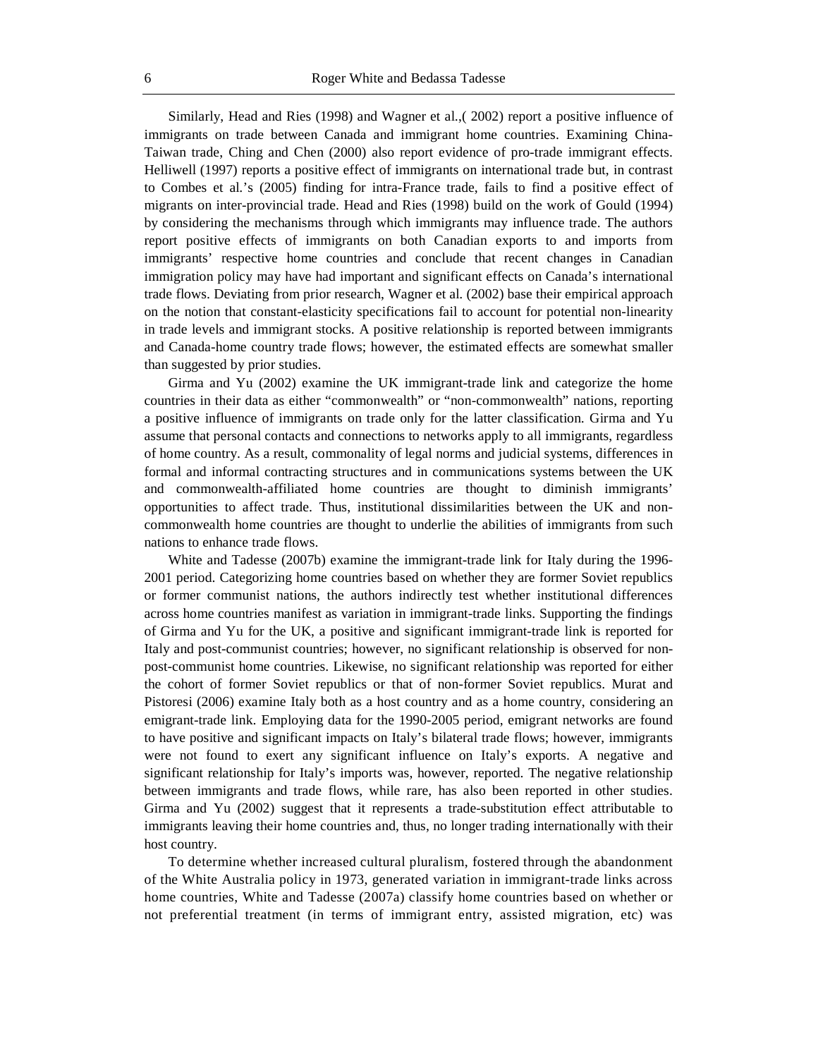Similarly, Head and Ries (1998) and Wagner et al.,( 2002) report a positive influence of immigrants on trade between Canada and immigrant home countries. Examining China-Taiwan trade, Ching and Chen (2000) also report evidence of pro-trade immigrant effects. Helliwell (1997) reports a positive effect of immigrants on international trade but, in contrast to Combes et al.'s (2005) finding for intra-France trade, fails to find a positive effect of migrants on inter-provincial trade. Head and Ries (1998) build on the work of Gould (1994) by considering the mechanisms through which immigrants may influence trade. The authors report positive effects of immigrants on both Canadian exports to and imports from immigrants' respective home countries and conclude that recent changes in Canadian immigration policy may have had important and significant effects on Canada's international trade flows. Deviating from prior research, Wagner et al. (2002) base their empirical approach on the notion that constant-elasticity specifications fail to account for potential non-linearity in trade levels and immigrant stocks. A positive relationship is reported between immigrants and Canada-home country trade flows; however, the estimated effects are somewhat smaller than suggested by prior studies.

Girma and Yu (2002) examine the UK immigrant-trade link and categorize the home countries in their data as either "commonwealth" or "non-commonwealth" nations, reporting a positive influence of immigrants on trade only for the latter classification. Girma and Yu assume that personal contacts and connections to networks apply to all immigrants, regardless of home country. As a result, commonality of legal norms and judicial systems, differences in formal and informal contracting structures and in communications systems between the UK and commonwealth-affiliated home countries are thought to diminish immigrants' opportunities to affect trade. Thus, institutional dissimilarities between the UK and non-commonwealth home countries are thought to underlie the abilities of immigrants from such nations to enhance trade flows.

White and Tadesse (2007b) examine the immigrant-trade link for Italy during the 1996-2001 period. Categorizing home countries based on whether they are former Soviet republics or former communist nations, the authors indirectly test whether institutional differences across home countries manifest as variation in immigrant-trade links. Supporting the findings of Girma and Yu for the UK, a positive and significant immigrant-trade link is reported for Italy and post-communist countries; however, no significant relationship is observed for non-post-communist home countries. Likewise, no significant relationship was reported for either the cohort of former Soviet republics or that of non-former Soviet republics. Murat and Pistoresi (2006) examine Italy both as a host country and as a home country, considering an emigrant-trade link. Employing data for the 1990-2005 period, emigrant networks are found to have positive and significant impacts on Italy's bilateral trade flows; however, immigrants were not found to exert any significant influence on Italy's exports. A negative and significant relationship for Italy's imports was, however, reported. The negative relationship between immigrants and trade flows, while rare, has also been reported in other studies. Girma and Yu (2002) suggest that it represents a trade-substitution effect attributable to immigrants leaving their home countries and, thus, no longer trading internationally with their host country.

To determine whether increased cultural pluralism, fostered through the abandonment of the White Australia policy in 1973, generated variation in immigrant-trade links across home countries, White and Tadesse (2007a) classify home countries based on whether or not preferential treatment (in terms of immigrant entry, assisted migration, etc) was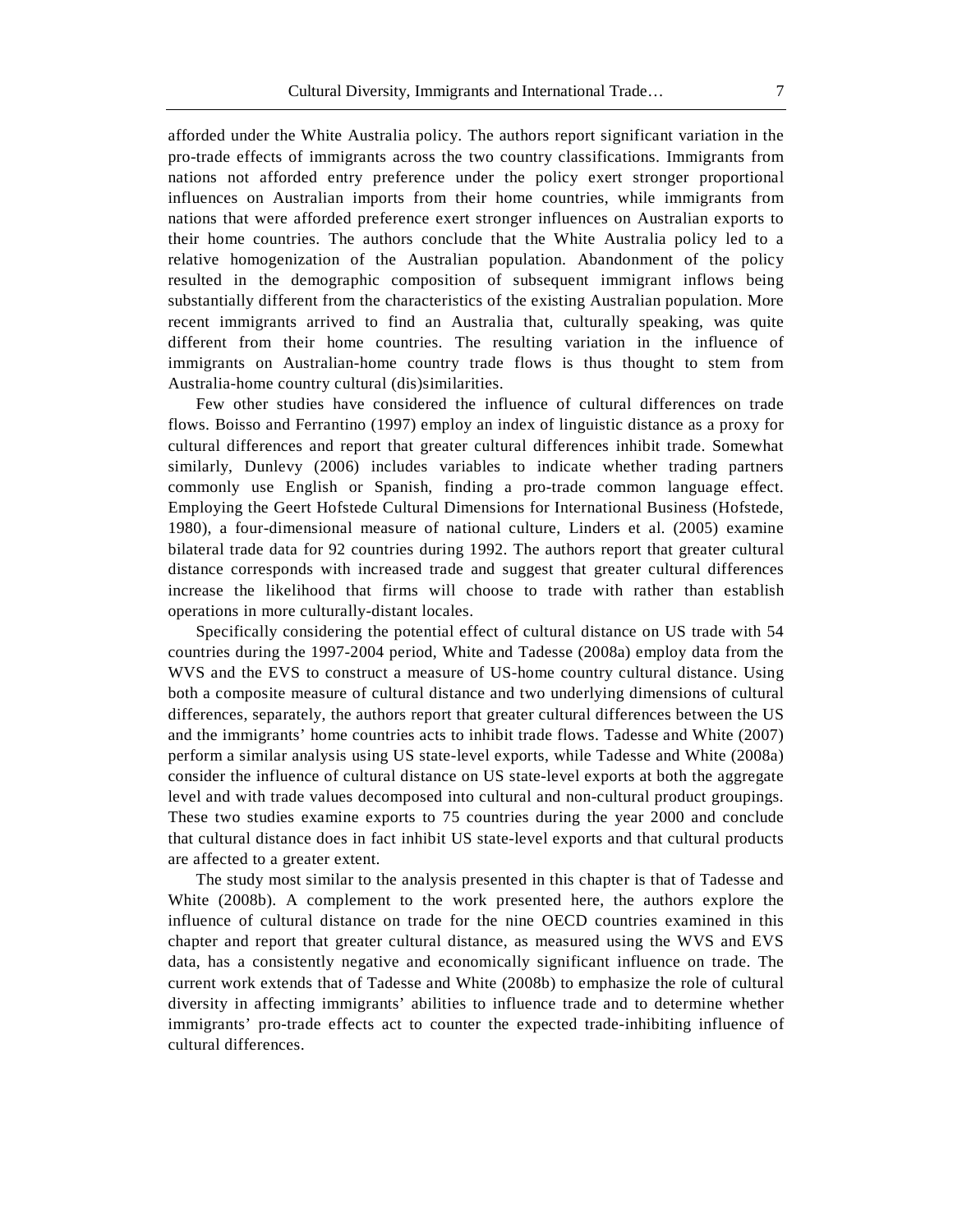afforded under the White Australia policy. The authors report significant variation in the pro-trade effects of immigrants across the two country classifications. Immigrants from nations not afforded entry preference under the policy exert stronger proportional influences on Australian imports from their home countries, while immigrants from nations that were afforded preference exert stronger influences on Australian exports to their home countries. The authors conclude that the White Australia policy led to a relative homogenization of the Australian population. Abandonment of the policy resulted in the demographic composition of subsequent immigrant inflows being substantially different from the characteristics of the existing Australian population. More recent immigrants arrived to find an Australia that, culturally speaking, was quite different from their home countries. The resulting variation in the influence of immigrants on Australian-home country trade flows is thus thought to stem from Australia-home country cultural (dis)similarities.

Few other studies have considered the influence of cultural differences on trade flows. Boisso and Ferrantino (1997) employ an index of linguistic distance as a proxy for cultural differences and report that greater cultural differences inhibit trade. Somewhat similarly, Dunlevy (2006) includes variables to indicate whether trading partners commonly use English or Spanish, finding a pro-trade common language effect. Employing the Geert Hofstede Cultural Dimensions for International Business (Hofstede, 1980), a four-dimensional measure of national culture, Linders et al. (2005) examine bilateral trade data for 92 countries during 1992. The authors report that greater cultural distance corresponds with increased trade and suggest that greater cultural differences increase the likelihood that firms will choose to trade with rather than establish operations in more culturally-distant locales.

Specifically considering the potential effect of cultural distance on US trade with 54 countries during the 1997-2004 period, White and Tadesse (2008a) employ data from the WVS and the EVS to construct a measure of US-home country cultural distance. Using both a composite measure of cultural distance and two underlying dimensions of cultural differences, separately, the authors report that greater cultural differences between the US and the immigrants' home countries acts to inhibit trade flows. Tadesse and White (2007) perform a similar analysis using US state-level exports, while Tadesse and White (2008a) consider the influence of cultural distance on US state-level exports at both the aggregate level and with trade values decomposed into cultural and non-cultural product groupings. These two studies examine exports to 75 countries during the year 2000 and conclude that cultural distance does in fact inhibit US state-level exports and that cultural products are affected to a greater extent.

The study most similar to the analysis presented in this chapter is that of Tadesse and White (2008b). A complement to the work presented here, the authors explore the influence of cultural distance on trade for the nine OECD countries examined in this chapter and report that greater cultural distance, as measured using the WVS and EVS data, has a consistently negative and economically significant influence on trade. The current work extends that of Tadesse and White (2008b) to emphasize the role of cultural diversity in affecting immigrants' abilities to influence trade and to determine whether immigrants' pro-trade effects act to counter the expected trade-inhibiting influence of cultural differences.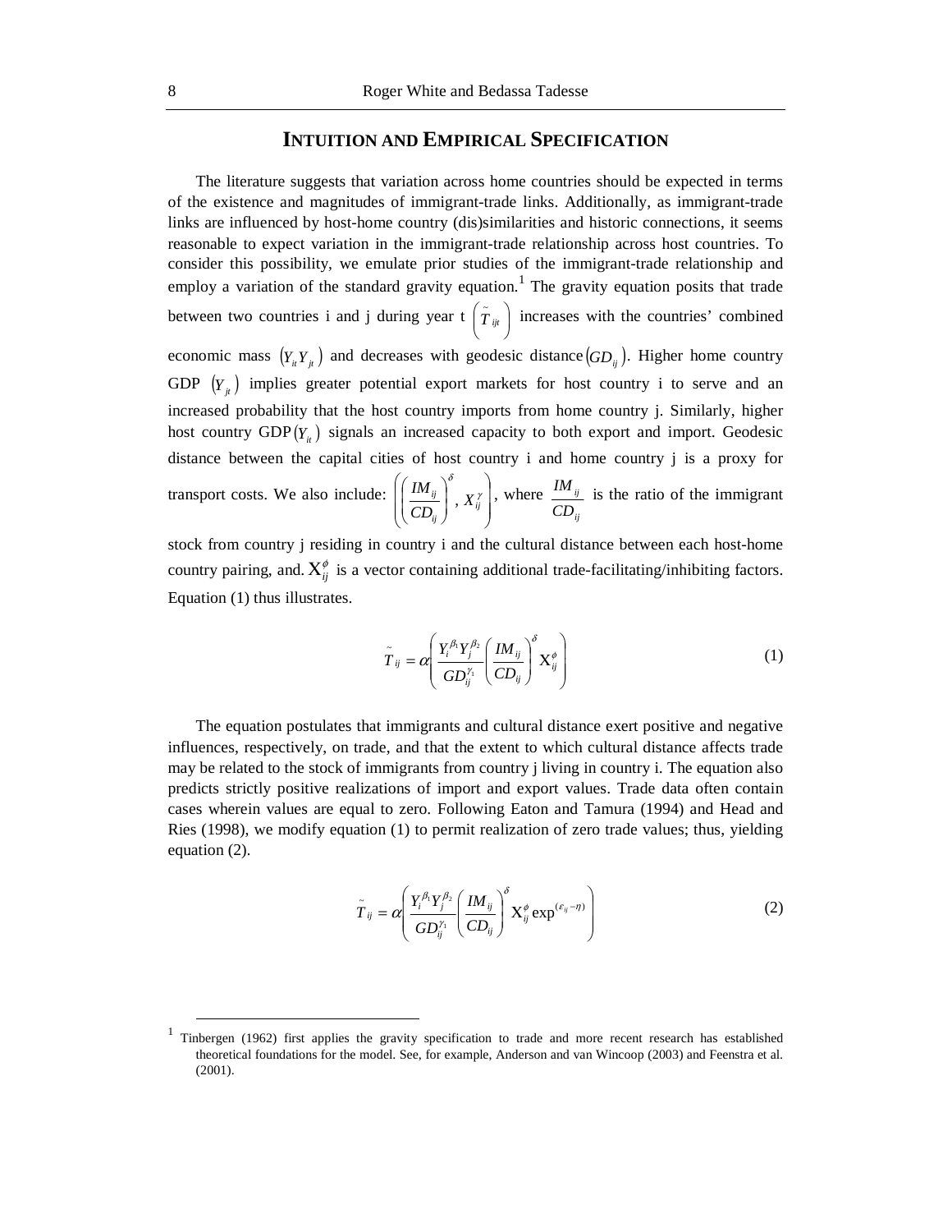## INTUITION AND EMPIRICAL SPECIFICATION

The literature suggests that variation across home countries should be expected in terms of the existence and magnitudes of immigrant-trade links. Additionally, as immigrant-trade links are influenced by host-home country (dis)similarities and historic connections, it seems reasonable to expect variation in the immigrant-trade relationship across host countries. To consider this possibility, we emulate prior studies of the immigrant-trade relationship and employ a variation of the standard gravity equation.[1] The gravity equation posits that trade between two countries i and j during year t $\left(\tilde{T}_{ijt}\right)$ increases with the countries' combined economic mass $\left(Y_{it}Y_{jt}\right)$ and decreases with geodesic distance $\left(GD_{ij}\right)$. Higher home country GDP $\left(Y_{jt}\right)$ implies greater potential export markets for host country i to serve and an increased probability that the host country imports from home country j. Similarly, higher host country GDP $\left(Y_{it}\right)$ signals an increased capacity to both export and import. Geodesic distance between the capital cities of host country i and home country j is a proxy for transport costs. We also include: $\left(\left(\frac{IM_{ij}}{CD_{ij}}\right)^{\delta}, X_{ij}^{\gamma}\right)$, where $\frac{IM_{ij}}{CD_{ij}}$ is the ratio of the immigrant stock from country j residing in country i and the cultural distance between each host-home country pairing, and. $\mathrm{X}_{ij}^{\phi}$ is a vector containing additional trade-facilitating/inhibiting factors. Equation (1) thus illustrates.

$$\tilde{T}_{ij} = \alpha\left(\frac{Y_i^{\beta_1}Y_j^{\beta_2}}{GD_{ij}^{\gamma_1}}\left(\frac{IM_{ij}}{CD_{ij}}\right)^{\delta}\mathrm{X}_{ij}^{\phi}\right) \tag{1}$$

The equation postulates that immigrants and cultural distance exert positive and negative influences, respectively, on trade, and that the extent to which cultural distance affects trade may be related to the stock of immigrants from country j living in country i. The equation also predicts strictly positive realizations of import and export values. Trade data often contain cases wherein values are equal to zero. Following Eaton and Tamura (1994) and Head and Ries (1998), we modify equation (1) to permit realization of zero trade values; thus, yielding equation (2).

$$\tilde{T}_{ij} = \alpha\left(\frac{Y_i^{\beta_1}Y_j^{\beta_2}}{GD_{ij}^{\gamma_1}}\left(\frac{IM_{ij}}{CD_{ij}}\right)^{\delta}\mathrm{X}_{ij}^{\phi}\exp^{(\varepsilon_{ij}-\eta)}\right) \tag{2}$$

[1] Tinbergen (1962) first applies the gravity specification to trade and more recent research has established theoretical foundations for the model. See, for example, Anderson and van Wincoop (2003) and Feenstra et al. (2001).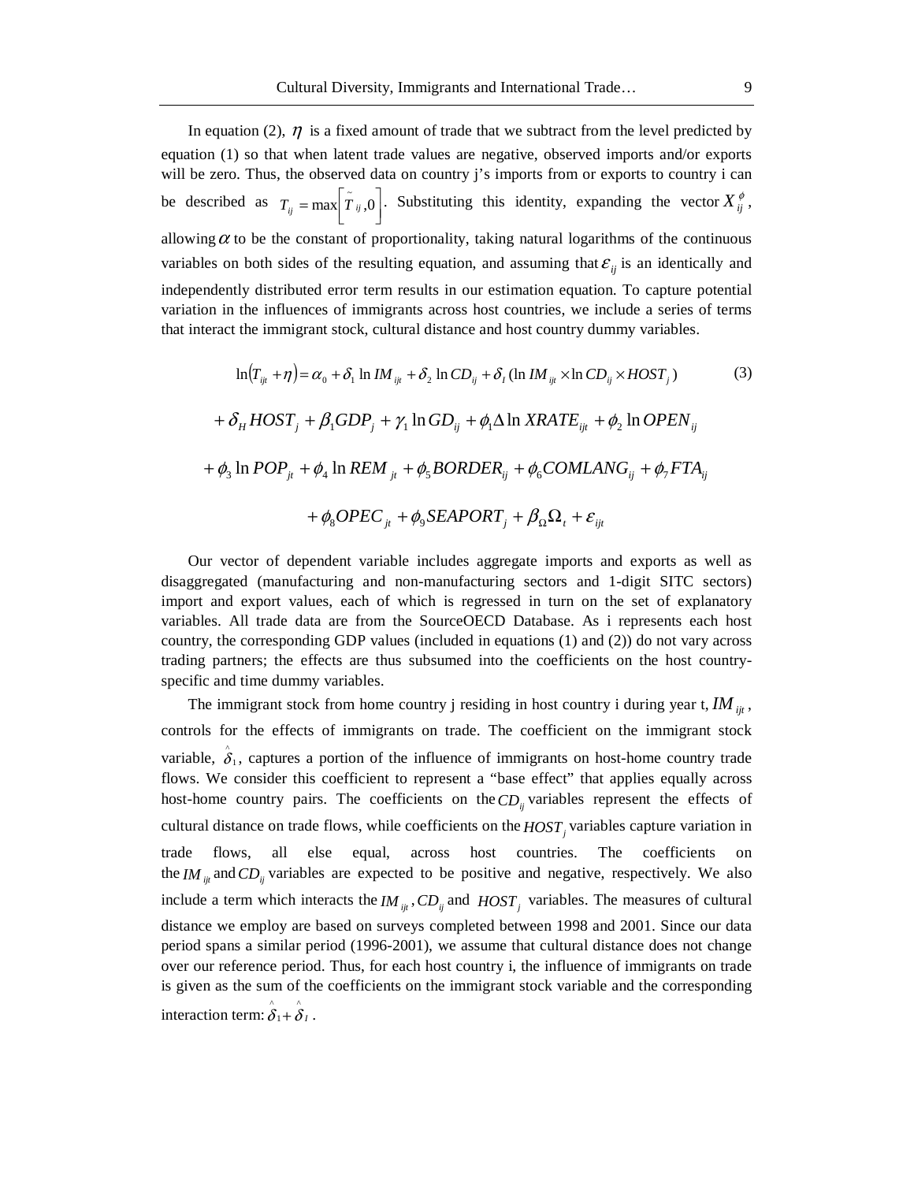In equation (2), $\eta$ is a fixed amount of trade that we subtract from the level predicted by equation (1) so that when latent trade values are negative, observed imports and/or exports will be zero. Thus, the observed data on country j's imports from or exports to country i can be described as $T_{ij} = \max\left[\tilde{T}_{ij}, 0\right]$. Substituting this identity, expanding the vector $X_{ij}^{\phi}$, allowing $\alpha$ to be the constant of proportionality, taking natural logarithms of the continuous variables on both sides of the resulting equation, and assuming that $\varepsilon_{ij}$ is an identically and independently distributed error term results in our estimation equation. To capture potential variation in the influences of immigrants across host countries, we include a series of terms that interact the immigrant stock, cultural distance and host country dummy variables.

$$\ln(T_{ijt} + \eta) = \alpha_0 + \delta_1 \ln IM_{ijt} + \delta_2 \ln CD_{ij} + \delta_I (\ln IM_{ijt} \times \ln CD_{ij} \times HOST_j) \tag{3}$$

$$+ \delta_H HOST_j + \beta_1 GDP_j + \gamma_1 \ln GD_{ij} + \phi_1 \Delta \ln XRATE_{ijt} + \phi_2 \ln OPEN_{ij}$$

$$+ \phi_3 \ln POP_{jt} + \phi_4 \ln REM_{jt} + \phi_5 BORDER_{ij} + \phi_6 COMLANG_{ij} + \phi_7 FTA_{ij}$$

$$+ \phi_8 OPEC_{jt} + \phi_9 SEAPORT_j + \beta_\Omega \Omega_t + \varepsilon_{ijt}$$

Our vector of dependent variable includes aggregate imports and exports as well as disaggregated (manufacturing and non-manufacturing sectors and 1-digit SITC sectors) import and export values, each of which is regressed in turn on the set of explanatory variables. All trade data are from the SourceOECD Database. As i represents each host country, the corresponding GDP values (included in equations (1) and (2)) do not vary across trading partners; the effects are thus subsumed into the coefficients on the host country-specific and time dummy variables.

The immigrant stock from home country j residing in host country i during year t, $IM_{ijt}$, controls for the effects of immigrants on trade. The coefficient on the immigrant stock variable, $\hat{\delta}_1$, captures a portion of the influence of immigrants on host-home country trade flows. We consider this coefficient to represent a "base effect" that applies equally across host-home country pairs. The coefficients on the $CD_{ij}$ variables represent the effects of cultural distance on trade flows, while coefficients on the $HOST_j$ variables capture variation in trade flows, all else equal, across host countries. The coefficients on the $IM_{ijt}$ and $CD_{ij}$ variables are expected to be positive and negative, respectively. We also include a term which interacts the $IM_{ijt}$, $CD_{ij}$ and $HOST_j$ variables. The measures of cultural distance we employ are based on surveys completed between 1998 and 2001. Since our data period spans a similar period (1996-2001), we assume that cultural distance does not change over our reference period. Thus, for each host country i, the influence of immigrants on trade is given as the sum of the coefficients on the immigrant stock variable and the corresponding interaction term: $\hat{\delta}_1 + \hat{\delta}_I$.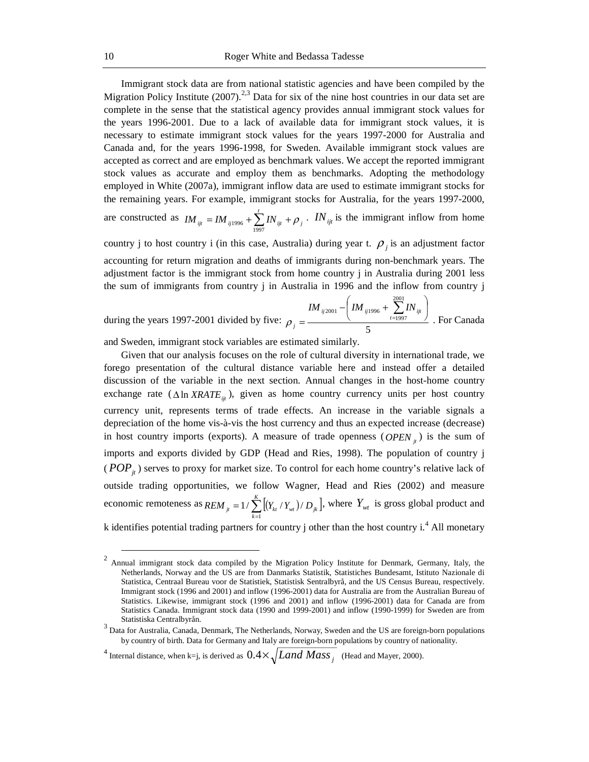Immigrant stock data are from national statistic agencies and have been compiled by the Migration Policy Institute (2007).[2,3] Data for six of the nine host countries in our data set are complete in the sense that the statistical agency provides annual immigrant stock values for the years 1996-2001. Due to a lack of available data for immigrant stock values, it is necessary to estimate immigrant stock values for the years 1997-2000 for Australia and Canada and, for the years 1996-1998, for Sweden. Available immigrant stock values are accepted as correct and are employed as benchmark values. We accept the reported immigrant stock values as accurate and employ them as benchmarks. Adopting the methodology employed in White (2007a), immigrant inflow data are used to estimate immigrant stocks for the remaining years. For example, immigrant stocks for Australia, for the years 1997-2000, are constructed as $IM_{ijt} = IM_{ij1996} + \sum_{1997}^{t} IN_{ijt} + \rho_j$. $IN_{ijt}$ is the immigrant inflow from home country j to host country i (in this case, Australia) during year t. $\rho_j$ is an adjustment factor accounting for return migration and deaths of immigrants during non-benchmark years. The adjustment factor is the immigrant stock from home country j in Australia during 2001 less the sum of immigrants from country j in Australia in 1996 and the inflow from country j during the years 1997-2001 divided by five: $\rho_j = \frac{IM_{ij2001} - \left( IM_{ij1996} + \sum_{t=1997}^{2001} IN_{ijt} \right)}{5}$. For Canada and Sweden, immigrant stock variables are estimated similarly.

Given that our analysis focuses on the role of cultural diversity in international trade, we forego presentation of the cultural distance variable here and instead offer a detailed discussion of the variable in the next section. Annual changes in the host-home country exchange rate ($\Delta \ln XRATE_{ijt}$), given as home country currency units per host country currency unit, represents terms of trade effects. An increase in the variable signals a depreciation of the home vis-à-vis the host currency and thus an expected increase (decrease) in host country imports (exports). A measure of trade openness ($OPEN_{jt}$) is the sum of imports and exports divided by GDP (Head and Ries, 1998). The population of country j ($POP_{jt}$) serves to proxy for market size. To control for each home country's relative lack of outside trading opportunities, we follow Wagner, Head and Ries (2002) and measure economic remoteness as $REM_{jt} = 1 / \sum_{k=1}^{K} \left[ (Y_{kt} / Y_{wt}) / D_{jk} \right]$, where $Y_{wt}$ is gross global product and k identifies potential trading partners for country j other than the host country i.[4] All monetary

---

[2] Annual immigrant stock data compiled by the Migration Policy Institute for Denmark, Germany, Italy, the Netherlands, Norway and the US are from Danmarks Statistik, Statistiches Bundesamt, Istituto Nazionale di Statistica, Centraal Bureau voor de Statistiek, Statistisk Sentralbyrå, and the US Census Bureau, respectively. Immigrant stock (1996 and 2001) and inflow (1996-2001) data for Australia are from the Australian Bureau of Statistics. Likewise, immigrant stock (1996 and 2001) and inflow (1996-2001) data for Canada are from Statistics Canada. Immigrant stock data (1990 and 1999-2001) and inflow (1990-1999) for Sweden are from Statistiska Centralbyrån.

[3] Data for Australia, Canada, Denmark, The Netherlands, Norway, Sweden and the US are foreign-born populations by country of birth. Data for Germany and Italy are foreign-born populations by country of nationality.

[4] Internal distance, when k=j, is derived as $0.4 \times \sqrt{Land\ Mass_j}$ (Head and Mayer, 2000).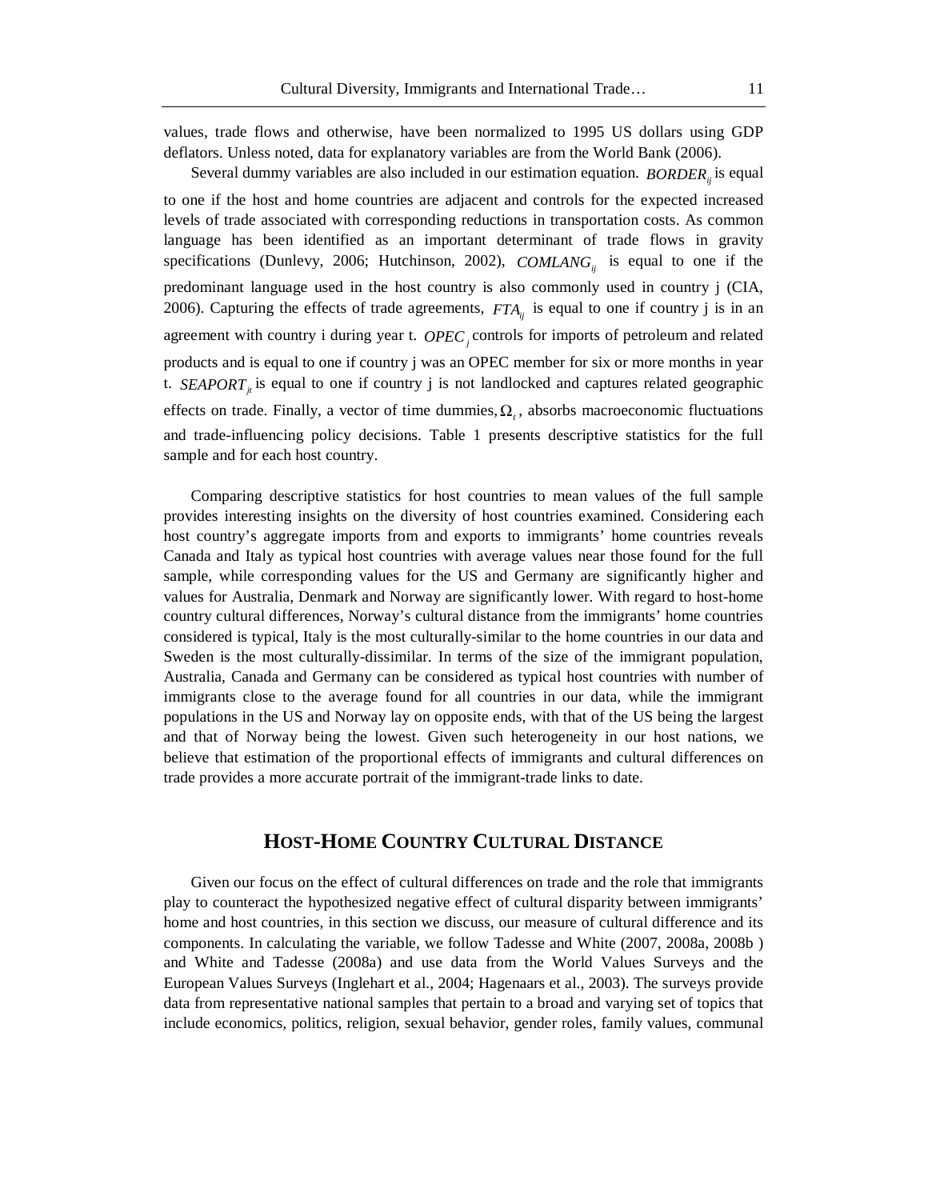values, trade flows and otherwise, have been normalized to 1995 US dollars using GDP deflators. Unless noted, data for explanatory variables are from the World Bank (2006).

Several dummy variables are also included in our estimation equation. $BORDER_{ij}$ is equal to one if the host and home countries are adjacent and controls for the expected increased levels of trade associated with corresponding reductions in transportation costs. As common language has been identified as an important determinant of trade flows in gravity specifications (Dunlevy, 2006; Hutchinson, 2002), $COMLANG_{ij}$ is equal to one if the predominant language used in the host country is also commonly used in country j (CIA, 2006). Capturing the effects of trade agreements, $FTA_{ij}$ is equal to one if country j is in an agreement with country i during year t. $OPEC_{j}$ controls for imports of petroleum and related products and is equal to one if country j was an OPEC member for six or more months in year t. $SEAPORT_{jt}$ is equal to one if country j is not landlocked and captures related geographic effects on trade. Finally, a vector of time dummies, $\Omega_{t}$, absorbs macroeconomic fluctuations and trade-influencing policy decisions. Table 1 presents descriptive statistics for the full sample and for each host country.

Comparing descriptive statistics for host countries to mean values of the full sample provides interesting insights on the diversity of host countries examined. Considering each host country's aggregate imports from and exports to immigrants' home countries reveals Canada and Italy as typical host countries with average values near those found for the full sample, while corresponding values for the US and Germany are significantly higher and values for Australia, Denmark and Norway are significantly lower. With regard to host-home country cultural differences, Norway's cultural distance from the immigrants' home countries considered is typical, Italy is the most culturally-similar to the home countries in our data and Sweden is the most culturally-dissimilar. In terms of the size of the immigrant population, Australia, Canada and Germany can be considered as typical host countries with number of immigrants close to the average found for all countries in our data, while the immigrant populations in the US and Norway lay on opposite ends, with that of the US being the largest and that of Norway being the lowest. Given such heterogeneity in our host nations, we believe that estimation of the proportional effects of immigrants and cultural differences on trade provides a more accurate portrait of the immigrant-trade links to date.

## Host-Home Country Cultural Distance

Given our focus on the effect of cultural differences on trade and the role that immigrants play to counteract the hypothesized negative effect of cultural disparity between immigrants' home and host countries, in this section we discuss, our measure of cultural difference and its components. In calculating the variable, we follow Tadesse and White (2007, 2008a, 2008b ) and White and Tadesse (2008a) and use data from the World Values Surveys and the European Values Surveys (Inglehart et al., 2004; Hagenaars et al., 2003). The surveys provide data from representative national samples that pertain to a broad and varying set of topics that include economics, politics, religion, sexual behavior, gender roles, family values, communal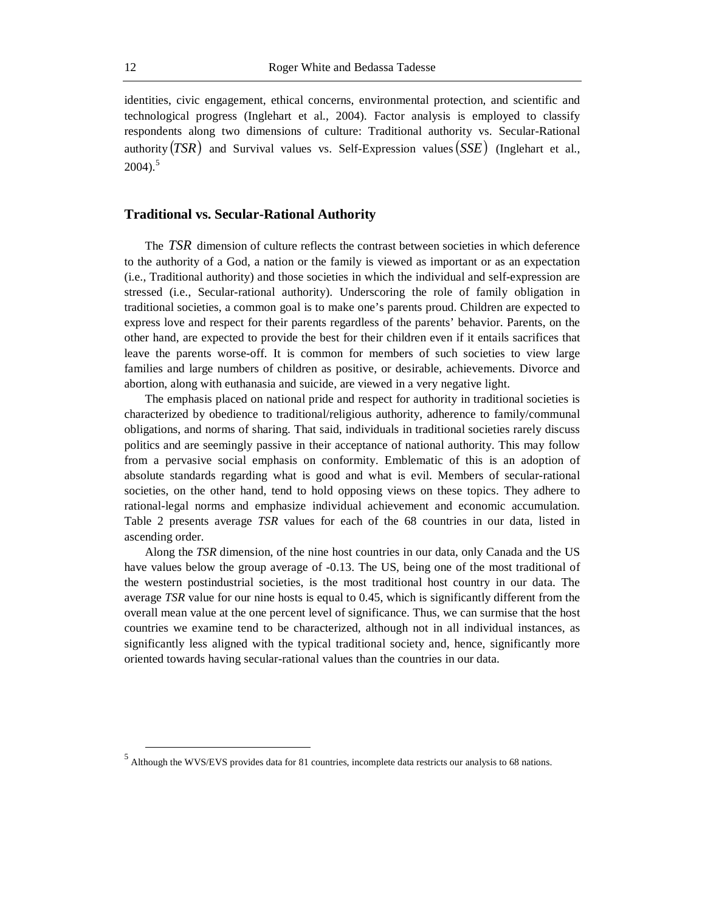identities, civic engagement, ethical concerns, environmental protection, and scientific and technological progress (Inglehart et al., 2004). Factor analysis is employed to classify respondents along two dimensions of culture: Traditional authority vs. Secular-Rational authority $(TSR)$ and Survival values vs. Self-Expression values $(SSE)$ (Inglehart et al., 2004).[5]

## Traditional vs. Secular-Rational Authority

The $TSR$ dimension of culture reflects the contrast between societies in which deference to the authority of a God, a nation or the family is viewed as important or as an expectation (i.e., Traditional authority) and those societies in which the individual and self-expression are stressed (i.e., Secular-rational authority). Underscoring the role of family obligation in traditional societies, a common goal is to make one's parents proud. Children are expected to express love and respect for their parents regardless of the parents' behavior. Parents, on the other hand, are expected to provide the best for their children even if it entails sacrifices that leave the parents worse-off. It is common for members of such societies to view large families and large numbers of children as positive, or desirable, achievements. Divorce and abortion, along with euthanasia and suicide, are viewed in a very negative light.

The emphasis placed on national pride and respect for authority in traditional societies is characterized by obedience to traditional/religious authority, adherence to family/communal obligations, and norms of sharing. That said, individuals in traditional societies rarely discuss politics and are seemingly passive in their acceptance of national authority. This may follow from a pervasive social emphasis on conformity. Emblematic of this is an adoption of absolute standards regarding what is good and what is evil. Members of secular-rational societies, on the other hand, tend to hold opposing views on these topics. They adhere to rational-legal norms and emphasize individual achievement and economic accumulation. Table 2 presents average *TSR* values for each of the 68 countries in our data, listed in ascending order.

Along the *TSR* dimension, of the nine host countries in our data, only Canada and the US have values below the group average of -0.13. The US, being one of the most traditional of the western postindustrial societies, is the most traditional host country in our data. The average *TSR* value for our nine hosts is equal to 0.45, which is significantly different from the overall mean value at the one percent level of significance. Thus, we can surmise that the host countries we examine tend to be characterized, although not in all individual instances, as significantly less aligned with the typical traditional society and, hence, significantly more oriented towards having secular-rational values than the countries in our data.

[5] Although the WVS/EVS provides data for 81 countries, incomplete data restricts our analysis to 68 nations.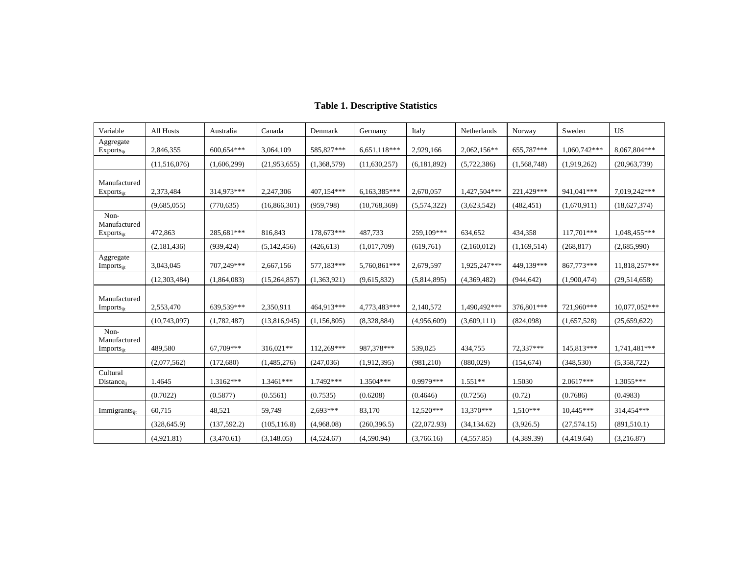**Table 1. Descriptive Statistics**

| Variable | All Hosts | Australia | Canada | Denmark | Germany | Italy | Netherlands | Norway | Sweden | US |
|---|---|---|---|---|---|---|---|---|---|---|
| Aggregate $Exports_{ijt}$ | 2,846,355 | 600,654*** | 3,064,109 | 585,827*** | 6,651,118*** | 2,929,166 | 2,062,156** | 655,787*** | 1,060,742*** | 8,067,804*** |
| | (11,516,076) | (1,606,299) | (21,953,655) | (1,368,579) | (11,630,257) | (6,181,892) | (5,722,386) | (1,568,748) | (1,919,262) | (20,963,739) |
| Manufactured $Exports_{ijt}$ | 2,373,484 | 314,973*** | 2,247,306 | 407,154*** | 6,163,385*** | 2,670,057 | 1,427,504*** | 221,429*** | 941,041*** | 7,019,242*** |
| | (9,685,055) | (770,635) | (16,866,301) | (959,798) | (10,768,369) | (5,574,322) | (3,623,542) | (482,451) | (1,670,911) | (18,627,374) |
| Non-Manufactured $Exports_{ijt}$ | 472,863 | 285,681*** | 816,843 | 178,673*** | 487,733 | 259,109*** | 634,652 | 434,358 | 117,701*** | 1,048,455*** |
| | (2,181,436) | (939,424) | (5,142,456) | (426,613) | (1,017,709) | (619,761) | (2,160,012) | (1,169,514) | (268,817) | (2,685,990) |
| Aggregate $Imports_{ijt}$ | 3,043,045 | 707,249*** | 2,667,156 | 577,183*** | 5,760,861*** | 2,679,597 | 1,925,247*** | 449,139*** | 867,773*** | 11,818,257*** |
| | (12,303,484) | (1,864,083) | (15,264,857) | (1,363,921) | (9,615,832) | (5,814,895) | (4,369,482) | (944,642) | (1,900,474) | (29,514,658) |
| Manufactured $Imports_{ijt}$ | 2,553,470 | 639,539*** | 2,350,911 | 464,913*** | 4,773,483*** | 2,140,572 | 1,490,492*** | 376,801*** | 721,960*** | 10,077,052*** |
| | (10,743,097) | (1,782,487) | (13,816,945) | (1,156,805) | (8,328,884) | (4,956,609) | (3,609,111) | (824,098) | (1,657,528) | (25,659,622) |
| Non-Manufactured $Imports_{ijt}$ | 489,580 | 67,709*** | 316,021** | 112,269*** | 987,378*** | 539,025 | 434,755 | 72,337*** | 145,813*** | 1,741,481*** |
| | (2,077,562) | (172,680) | (1,485,276) | (247,036) | (1,912,395) | (981,210) | (880,029) | (154,674) | (348,530) | (5,358,722) |
| Cultural $Distance_{ij}$ | 1.4645 | 1.3162*** | 1.3461*** | 1.7492*** | 1.3504*** | 0.9979*** | 1.551** | 1.5030 | 2.0617*** | 1.3055*** |
| | (0.7022) | (0.5877) | (0.5561) | (0.7535) | (0.6208) | (0.4646) | (0.7256) | (0.72) | (0.7686) | (0.4983) |
| $Immigrants_{ijt}$ | 60,715 | 48,521 | 59,749 | 2,693*** | 83,170 | 12,520*** | 13,370*** | 1,510*** | 10,445*** | 314,454*** |
| | (328,645.9) | (137,592.2) | (105,116.8) | (4,968.08) | (260,396.5) | (22,072.93) | (34,134.62) | (3,926.5) | (27,574.15) | (891,510.1) |
| | (4,921.81) | (3,470.61) | (3,148.05) | (4,524.67) | (4,590.94) | (3,766.16) | (4,557.85) | (4,389.39) | (4,419.64) | (3,216.87) |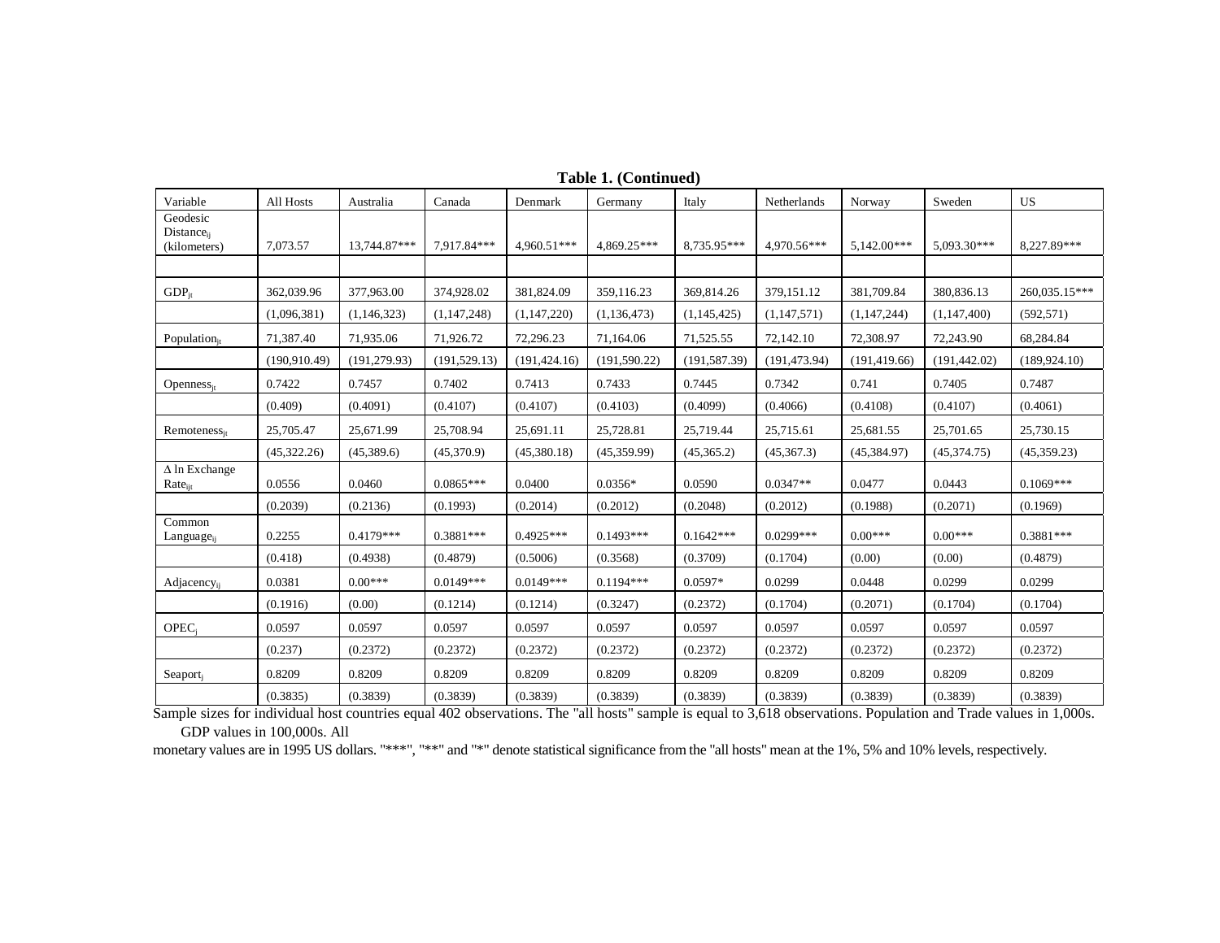**Table 1. (Continued)**

| Variable | All Hosts | Australia | Canada | Denmark | Germany | Italy | Netherlands | Norway | Sweden | US |
|---|---|---|---|---|---|---|---|---|---|---|
| Geodesic $\text{Distance}_{ij}$ (kilometers) | 7,073.57 | 13,744.87*** | 7,917.84*** | 4,960.51*** | 4,869.25*** | 8,735.95*** | 4,970.56*** | 5,142.00*** | 5,093.30*** | 8,227.89*** |
| | | | | | | | | | | |
| $\text{GDP}_{jt}$ | 362,039.96 | 377,963.00 | 374,928.02 | 381,824.09 | 359,116.23 | 369,814.26 | 379,151.12 | 381,709.84 | 380,836.13 | 260,035.15*** |
| | (1,096,381) | (1,146,323) | (1,147,248) | (1,147,220) | (1,136,473) | (1,145,425) | (1,147,571) | (1,147,244) | (1,147,400) | (592,571) |
| $\text{Population}_{jt}$ | 71,387.40 | 71,935.06 | 71,926.72 | 72,296.23 | 71,164.06 | 71,525.55 | 72,142.10 | 72,308.97 | 72,243.90 | 68,284.84 |
| | (190,910.49) | (191,279.93) | (191,529.13) | (191,424.16) | (191,590.22) | (191,587.39) | (191,473.94) | (191,419.66) | (191,442.02) | (189,924.10) |
| $\text{Openness}_{jt}$ | 0.7422 | 0.7457 | 0.7402 | 0.7413 | 0.7433 | 0.7445 | 0.7342 | 0.741 | 0.7405 | 0.7487 |
| | (0.409) | (0.4091) | (0.4107) | (0.4107) | (0.4103) | (0.4099) | (0.4066) | (0.4108) | (0.4107) | (0.4061) |
| $\text{Remoteness}_{jt}$ | 25,705.47 | 25,671.99 | 25,708.94 | 25,691.11 | 25,728.81 | 25,719.44 | 25,715.61 | 25,681.55 | 25,701.65 | 25,730.15 |
| | (45,322.26) | (45,389.6) | (45,370.9) | (45,380.18) | (45,359.99) | (45,365.2) | (45,367.3) | (45,384.97) | (45,374.75) | (45,359.23) |
| $\Delta$ ln Exchange $\text{Rate}_{ijt}$ | 0.0556 | 0.0460 | 0.0865*** | 0.0400 | 0.0356* | 0.0590 | 0.0347** | 0.0477 | 0.0443 | 0.1069*** |
| | (0.2039) | (0.2136) | (0.1993) | (0.2014) | (0.2012) | (0.2048) | (0.2012) | (0.1988) | (0.2071) | (0.1969) |
| Common $\text{Language}_{ij}$ | 0.2255 | 0.4179*** | 0.3881*** | 0.4925*** | 0.1493*** | 0.1642*** | 0.0299*** | 0.00*** | 0.00*** | 0.3881*** |
| | (0.418) | (0.4938) | (0.4879) | (0.5006) | (0.3568) | (0.3709) | (0.1704) | (0.00) | (0.00) | (0.4879) |
| $\text{Adjacency}_{ij}$ | 0.0381 | 0.00*** | 0.0149*** | 0.0149*** | 0.1194*** | 0.0597* | 0.0299 | 0.0448 | 0.0299 | 0.0299 |
| | (0.1916) | (0.00) | (0.1214) | (0.1214) | (0.3247) | (0.2372) | (0.1704) | (0.2071) | (0.1704) | (0.1704) |
| $\text{OPEC}_{j}$ | 0.0597 | 0.0597 | 0.0597 | 0.0597 | 0.0597 | 0.0597 | 0.0597 | 0.0597 | 0.0597 | 0.0597 |
| | (0.237) | (0.2372) | (0.2372) | (0.2372) | (0.2372) | (0.2372) | (0.2372) | (0.2372) | (0.2372) | (0.2372) |
| $\text{Seaport}_{j}$ | 0.8209 | 0.8209 | 0.8209 | 0.8209 | 0.8209 | 0.8209 | 0.8209 | 0.8209 | 0.8209 | 0.8209 |
| | (0.3835) | (0.3839) | (0.3839) | (0.3839) | (0.3839) | (0.3839) | (0.3839) | (0.3839) | (0.3839) | (0.3839) |

Sample sizes for individual host countries equal 402 observations. The "all hosts" sample is equal to 3,618 observations. Population and Trade values in 1,000s. GDP values in 100,000s. All monetary values are in 1995 US dollars. "***", "**" and "*" denote statistical significance from the "all hosts" mean at the 1%, 5% and 10% levels, respectively.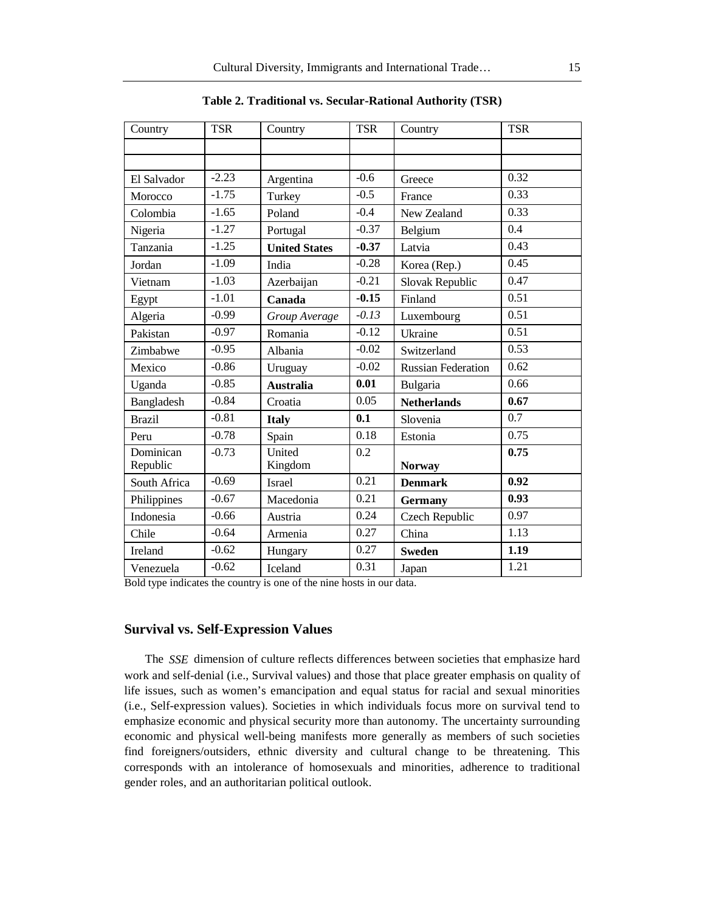**Table 2. Traditional vs. Secular-Rational Authority (TSR)**

| Country | TSR | Country | TSR | Country | TSR |
|---|---|---|---|---|---|
| | | | | | |
| | | | | | |
| El Salvador | -2.23 | Argentina | -0.6 | Greece | 0.32 |
| Morocco | -1.75 | Turkey | -0.5 | France | 0.33 |
| Colombia | -1.65 | Poland | -0.4 | New Zealand | 0.33 |
| Nigeria | -1.27 | Portugal | -0.37 | Belgium | 0.4 |
| Tanzania | -1.25 | **United States** | **-0.37** | Latvia | 0.43 |
| Jordan | -1.09 | India | -0.28 | Korea (Rep.) | 0.45 |
| Vietnam | -1.03 | Azerbaijan | -0.21 | Slovak Republic | 0.47 |
| Egypt | -1.01 | **Canada** | **-0.15** | Finland | 0.51 |
| Algeria | -0.99 | *Group Average* | *-0.13* | Luxembourg | 0.51 |
| Pakistan | -0.97 | Romania | -0.12 | Ukraine | 0.51 |
| Zimbabwe | -0.95 | Albania | -0.02 | Switzerland | 0.53 |
| Mexico | -0.86 | Uruguay | -0.02 | Russian Federation | 0.62 |
| Uganda | -0.85 | **Australia** | **0.01** | Bulgaria | 0.66 |
| Bangladesh | -0.84 | Croatia | 0.05 | **Netherlands** | **0.67** |
| Brazil | -0.81 | **Italy** | **0.1** | Slovenia | 0.7 |
| Peru | -0.78 | Spain | 0.18 | Estonia | 0.75 |
| Dominican Republic | -0.73 | United Kingdom | 0.2 | **Norway** | **0.75** |
| South Africa | -0.69 | Israel | 0.21 | **Denmark** | **0.92** |
| Philippines | -0.67 | Macedonia | 0.21 | **Germany** | **0.93** |
| Indonesia | -0.66 | Austria | 0.24 | Czech Republic | 0.97 |
| Chile | -0.64 | Armenia | 0.27 | China | 1.13 |
| Ireland | -0.62 | Hungary | 0.27 | **Sweden** | **1.19** |
| Venezuela | -0.62 | Iceland | 0.31 | Japan | 1.21 |

Bold type indicates the country is one of the nine hosts in our data.

## Survival vs. Self-Expression Values

The *SSE* dimension of culture reflects differences between societies that emphasize hard work and self-denial (i.e., Survival values) and those that place greater emphasis on quality of life issues, such as women's emancipation and equal status for racial and sexual minorities (i.e., Self-expression values). Societies in which individuals focus more on survival tend to emphasize economic and physical security more than autonomy. The uncertainty surrounding economic and physical well-being manifests more generally as members of such societies find foreigners/outsiders, ethnic diversity and cultural change to be threatening. This corresponds with an intolerance of homosexuals and minorities, adherence to traditional gender roles, and an authoritarian political outlook.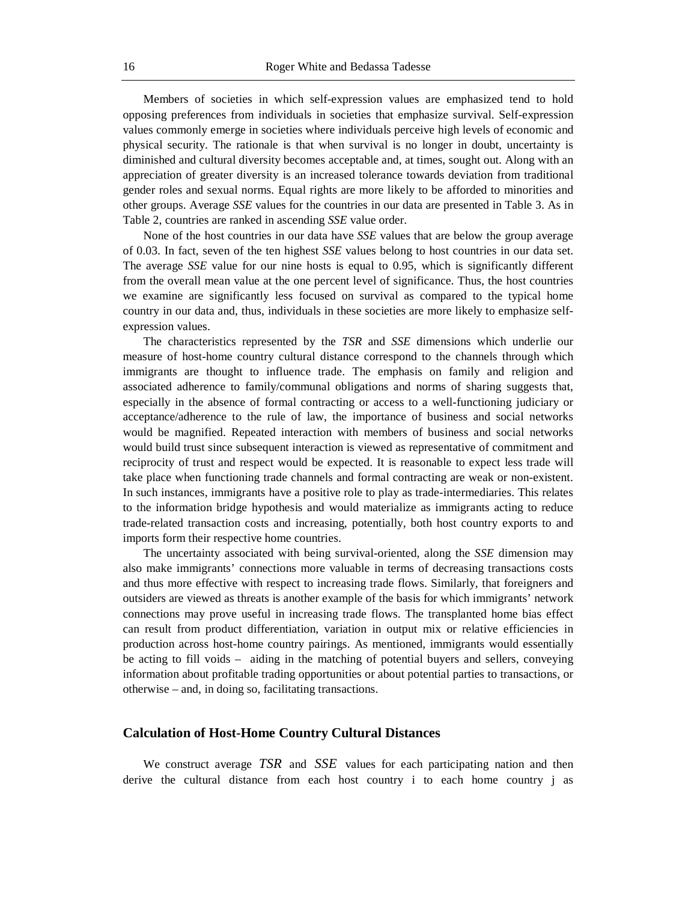Members of societies in which self-expression values are emphasized tend to hold opposing preferences from individuals in societies that emphasize survival. Self-expression values commonly emerge in societies where individuals perceive high levels of economic and physical security. The rationale is that when survival is no longer in doubt, uncertainty is diminished and cultural diversity becomes acceptable and, at times, sought out. Along with an appreciation of greater diversity is an increased tolerance towards deviation from traditional gender roles and sexual norms. Equal rights are more likely to be afforded to minorities and other groups. Average *SSE* values for the countries in our data are presented in Table 3. As in Table 2, countries are ranked in ascending *SSE* value order.

None of the host countries in our data have *SSE* values that are below the group average of 0.03. In fact, seven of the ten highest *SSE* values belong to host countries in our data set. The average *SSE* value for our nine hosts is equal to 0.95, which is significantly different from the overall mean value at the one percent level of significance. Thus, the host countries we examine are significantly less focused on survival as compared to the typical home country in our data and, thus, individuals in these societies are more likely to emphasize self-expression values.

The characteristics represented by the *TSR* and *SSE* dimensions which underlie our measure of host-home country cultural distance correspond to the channels through which immigrants are thought to influence trade. The emphasis on family and religion and associated adherence to family/communal obligations and norms of sharing suggests that, especially in the absence of formal contracting or access to a well-functioning judiciary or acceptance/adherence to the rule of law, the importance of business and social networks would be magnified. Repeated interaction with members of business and social networks would build trust since subsequent interaction is viewed as representative of commitment and reciprocity of trust and respect would be expected. It is reasonable to expect less trade will take place when functioning trade channels and formal contracting are weak or non-existent. In such instances, immigrants have a positive role to play as trade-intermediaries. This relates to the information bridge hypothesis and would materialize as immigrants acting to reduce trade-related transaction costs and increasing, potentially, both host country exports to and imports form their respective home countries.

The uncertainty associated with being survival-oriented, along the *SSE* dimension may also make immigrants' connections more valuable in terms of decreasing transactions costs and thus more effective with respect to increasing trade flows. Similarly, that foreigners and outsiders are viewed as threats is another example of the basis for which immigrants' network connections may prove useful in increasing trade flows. The transplanted home bias effect can result from product differentiation, variation in output mix or relative efficiencies in production across host-home country pairings. As mentioned, immigrants would essentially be acting to fill voids – aiding in the matching of potential buyers and sellers, conveying information about profitable trading opportunities or about potential parties to transactions, or otherwise – and, in doing so, facilitating transactions.

## Calculation of Host-Home Country Cultural Distances

We construct average $TSR$ and $SSE$ values for each participating nation and then derive the cultural distance from each host country i to each home country j as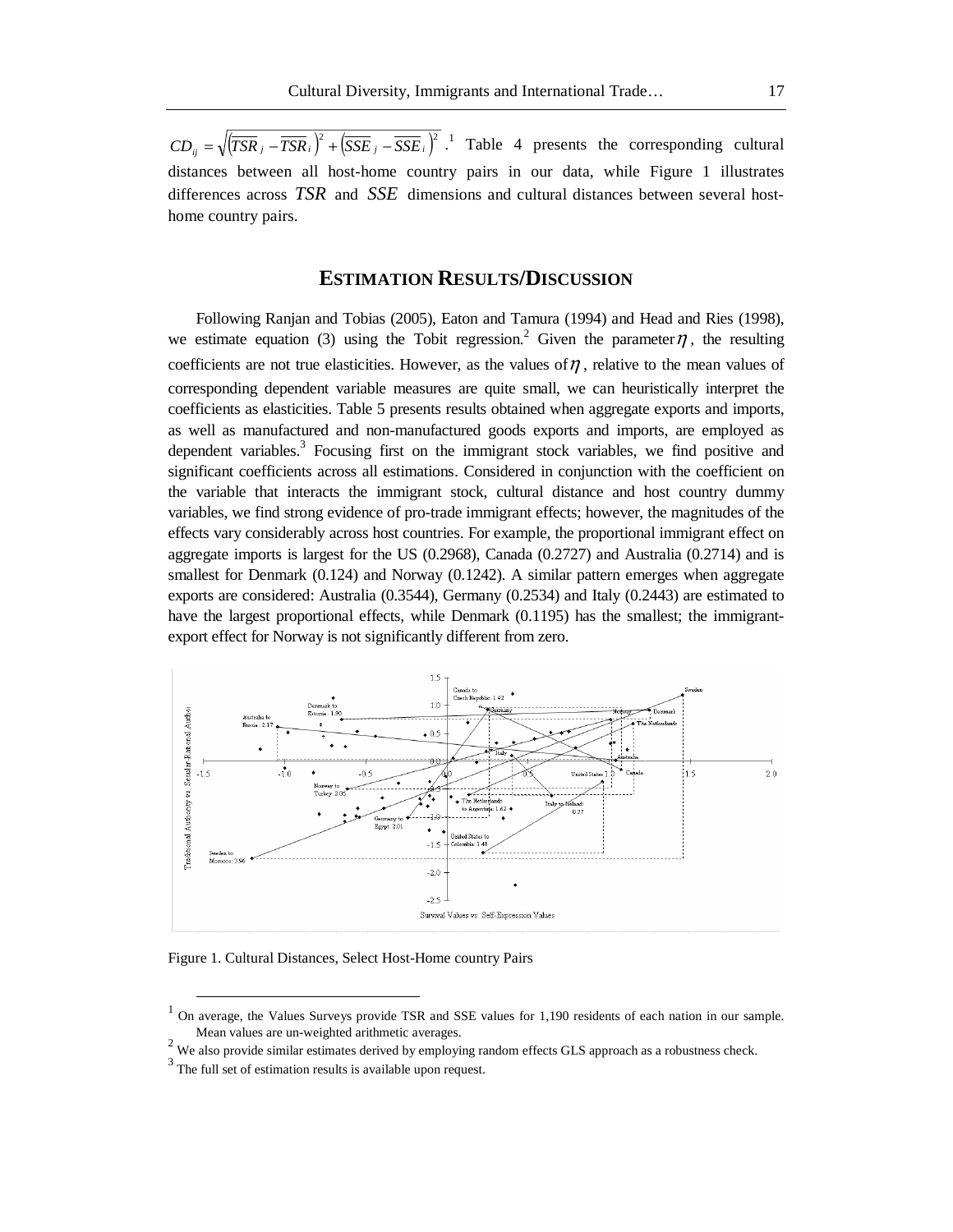$CD_{ij} = \sqrt{\left(\overline{TSR}_j - \overline{TSR}_i\right)^2 + \left(\overline{SSE}_j - \overline{SSE}_i\right)^2}$ .[1] Table 4 presents the corresponding cultural distances between all host-home country pairs in our data, while Figure 1 illustrates differences across $TSR$ and $SSE$ dimensions and cultural distances between several host-home country pairs.

## ESTIMATION RESULTS/DISCUSSION

Following Ranjan and Tobias (2005), Eaton and Tamura (1994) and Head and Ries (1998), we estimate equation (3) using the Tobit regression.[2] Given the parameter $\eta$, the resulting coefficients are not true elasticities. However, as the values of $\eta$, relative to the mean values of corresponding dependent variable measures are quite small, we can heuristically interpret the coefficients as elasticities. Table 5 presents results obtained when aggregate exports and imports, as well as manufactured and non-manufactured goods exports and imports, are employed as dependent variables.[3] Focusing first on the immigrant stock variables, we find positive and significant coefficients across all estimations. Considered in conjunction with the coefficient on the variable that interacts the immigrant stock, cultural distance and host country dummy variables, we find strong evidence of pro-trade immigrant effects; however, the magnitudes of the effects vary considerably across host countries. For example, the proportional immigrant effect on aggregate imports is largest for the US (0.2968), Canada (0.2727) and Australia (0.2714) and is smallest for Denmark (0.124) and Norway (0.1242). A similar pattern emerges when aggregate exports are considered: Australia (0.3544), Germany (0.2534) and Italy (0.2443) are estimated to have the largest proportional effects, while Denmark (0.1195) has the smallest; the immigrant-export effect for Norway is not significantly different from zero.

Figure 1. Cultural Distances, Select Host-Home country Pairs

[1] On average, the Values Surveys provide TSR and SSE values for 1,190 residents of each nation in our sample. Mean values are un-weighted arithmetic averages.

[2] We also provide similar estimates derived by employing random effects GLS approach as a robustness check.

[3] The full set of estimation results is available upon request.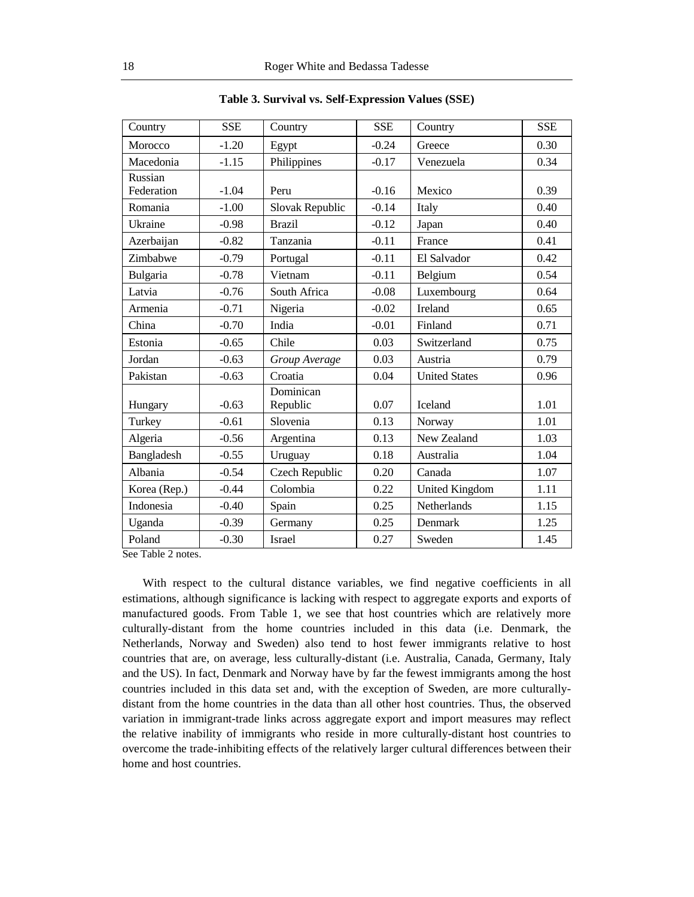**Table 3. Survival vs. Self-Expression Values (SSE)**

| Country | SSE | Country | SSE | Country | SSE |
|---|---|---|---|---|---|
| Morocco | -1.20 | Egypt | -0.24 | Greece | 0.30 |
| Macedonia | -1.15 | Philippines | -0.17 | Venezuela | 0.34 |
| Russian Federation | -1.04 | Peru | -0.16 | Mexico | 0.39 |
| Romania | -1.00 | Slovak Republic | -0.14 | Italy | 0.40 |
| Ukraine | -0.98 | Brazil | -0.12 | Japan | 0.40 |
| Azerbaijan | -0.82 | Tanzania | -0.11 | France | 0.41 |
| Zimbabwe | -0.79 | Portugal | -0.11 | El Salvador | 0.42 |
| Bulgaria | -0.78 | Vietnam | -0.11 | Belgium | 0.54 |
| Latvia | -0.76 | South Africa | -0.08 | Luxembourg | 0.64 |
| Armenia | -0.71 | Nigeria | -0.02 | Ireland | 0.65 |
| China | -0.70 | India | -0.01 | Finland | 0.71 |
| Estonia | -0.65 | Chile | 0.03 | Switzerland | 0.75 |
| Jordan | -0.63 | *Group Average* | 0.03 | Austria | 0.79 |
| Pakistan | -0.63 | Croatia | 0.04 | United States | 0.96 |
| Hungary | -0.63 | Dominican Republic | 0.07 | Iceland | 1.01 |
| Turkey | -0.61 | Slovenia | 0.13 | Norway | 1.01 |
| Algeria | -0.56 | Argentina | 0.13 | New Zealand | 1.03 |
| Bangladesh | -0.55 | Uruguay | 0.18 | Australia | 1.04 |
| Albania | -0.54 | Czech Republic | 0.20 | Canada | 1.07 |
| Korea (Rep.) | -0.44 | Colombia | 0.22 | United Kingdom | 1.11 |
| Indonesia | -0.40 | Spain | 0.25 | Netherlands | 1.15 |
| Uganda | -0.39 | Germany | 0.25 | Denmark | 1.25 |
| Poland | -0.30 | Israel | 0.27 | Sweden | 1.45 |

See Table 2 notes.

With respect to the cultural distance variables, we find negative coefficients in all estimations, although significance is lacking with respect to aggregate exports and exports of manufactured goods. From Table 1, we see that host countries which are relatively more culturally-distant from the home countries included in this data (i.e. Denmark, the Netherlands, Norway and Sweden) also tend to host fewer immigrants relative to host countries that are, on average, less culturally-distant (i.e. Australia, Canada, Germany, Italy and the US). In fact, Denmark and Norway have by far the fewest immigrants among the host countries included in this data set and, with the exception of Sweden, are more culturally-distant from the home countries in the data than all other host countries. Thus, the observed variation in immigrant-trade links across aggregate export and import measures may reflect the relative inability of immigrants who reside in more culturally-distant host countries to overcome the trade-inhibiting effects of the relatively larger cultural differences between their home and host countries.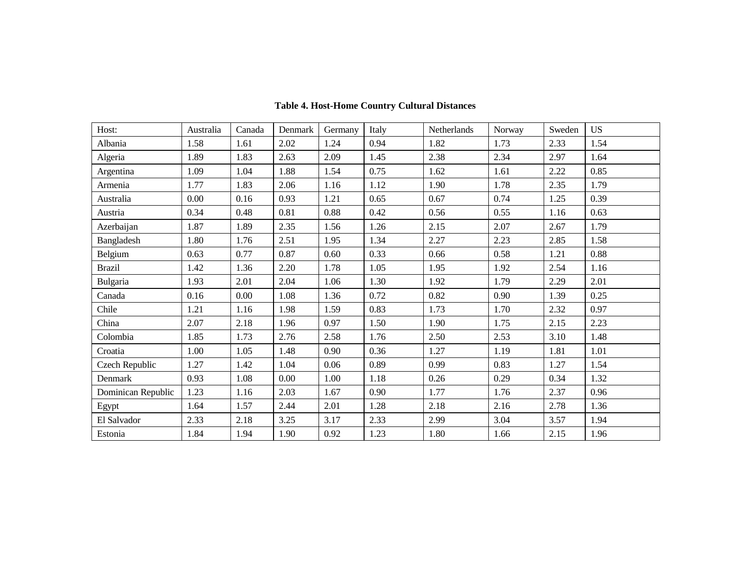**Table 4. Host-Home Country Cultural Distances**

| Host: | Australia | Canada | Denmark | Germany | Italy | Netherlands | Norway | Sweden | US |
|---|---|---|---|---|---|---|---|---|---|
| Albania | 1.58 | 1.61 | 2.02 | 1.24 | 0.94 | 1.82 | 1.73 | 2.33 | 1.54 |
| Algeria | 1.89 | 1.83 | 2.63 | 2.09 | 1.45 | 2.38 | 2.34 | 2.97 | 1.64 |
| Argentina | 1.09 | 1.04 | 1.88 | 1.54 | 0.75 | 1.62 | 1.61 | 2.22 | 0.85 |
| Armenia | 1.77 | 1.83 | 2.06 | 1.16 | 1.12 | 1.90 | 1.78 | 2.35 | 1.79 |
| Australia | 0.00 | 0.16 | 0.93 | 1.21 | 0.65 | 0.67 | 0.74 | 1.25 | 0.39 |
| Austria | 0.34 | 0.48 | 0.81 | 0.88 | 0.42 | 0.56 | 0.55 | 1.16 | 0.63 |
| Azerbaijan | 1.87 | 1.89 | 2.35 | 1.56 | 1.26 | 2.15 | 2.07 | 2.67 | 1.79 |
| Bangladesh | 1.80 | 1.76 | 2.51 | 1.95 | 1.34 | 2.27 | 2.23 | 2.85 | 1.58 |
| Belgium | 0.63 | 0.77 | 0.87 | 0.60 | 0.33 | 0.66 | 0.58 | 1.21 | 0.88 |
| Brazil | 1.42 | 1.36 | 2.20 | 1.78 | 1.05 | 1.95 | 1.92 | 2.54 | 1.16 |
| Bulgaria | 1.93 | 2.01 | 2.04 | 1.06 | 1.30 | 1.92 | 1.79 | 2.29 | 2.01 |
| Canada | 0.16 | 0.00 | 1.08 | 1.36 | 0.72 | 0.82 | 0.90 | 1.39 | 0.25 |
| Chile | 1.21 | 1.16 | 1.98 | 1.59 | 0.83 | 1.73 | 1.70 | 2.32 | 0.97 |
| China | 2.07 | 2.18 | 1.96 | 0.97 | 1.50 | 1.90 | 1.75 | 2.15 | 2.23 |
| Colombia | 1.85 | 1.73 | 2.76 | 2.58 | 1.76 | 2.50 | 2.53 | 3.10 | 1.48 |
| Croatia | 1.00 | 1.05 | 1.48 | 0.90 | 0.36 | 1.27 | 1.19 | 1.81 | 1.01 |
| Czech Republic | 1.27 | 1.42 | 1.04 | 0.06 | 0.89 | 0.99 | 0.83 | 1.27 | 1.54 |
| Denmark | 0.93 | 1.08 | 0.00 | 1.00 | 1.18 | 0.26 | 0.29 | 0.34 | 1.32 |
| Dominican Republic | 1.23 | 1.16 | 2.03 | 1.67 | 0.90 | 1.77 | 1.76 | 2.37 | 0.96 |
| Egypt | 1.64 | 1.57 | 2.44 | 2.01 | 1.28 | 2.18 | 2.16 | 2.78 | 1.36 |
| El Salvador | 2.33 | 2.18 | 3.25 | 3.17 | 2.33 | 2.99 | 3.04 | 3.57 | 1.94 |
| Estonia | 1.84 | 1.94 | 1.90 | 0.92 | 1.23 | 1.80 | 1.66 | 2.15 | 1.96 |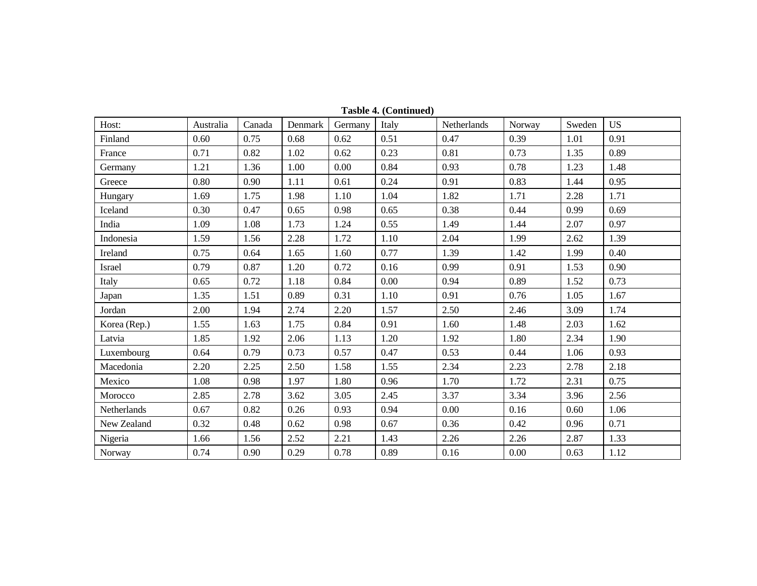**Tasble 4. (Continued)**

| Host: | Australia | Canada | Denmark | Germany | Italy | Netherlands | Norway | Sweden | US |
|---|---|---|---|---|---|---|---|---|---|
| Finland | 0.60 | 0.75 | 0.68 | 0.62 | 0.51 | 0.47 | 0.39 | 1.01 | 0.91 |
| France | 0.71 | 0.82 | 1.02 | 0.62 | 0.23 | 0.81 | 0.73 | 1.35 | 0.89 |
| Germany | 1.21 | 1.36 | 1.00 | 0.00 | 0.84 | 0.93 | 0.78 | 1.23 | 1.48 |
| Greece | 0.80 | 0.90 | 1.11 | 0.61 | 0.24 | 0.91 | 0.83 | 1.44 | 0.95 |
| Hungary | 1.69 | 1.75 | 1.98 | 1.10 | 1.04 | 1.82 | 1.71 | 2.28 | 1.71 |
| Iceland | 0.30 | 0.47 | 0.65 | 0.98 | 0.65 | 0.38 | 0.44 | 0.99 | 0.69 |
| India | 1.09 | 1.08 | 1.73 | 1.24 | 0.55 | 1.49 | 1.44 | 2.07 | 0.97 |
| Indonesia | 1.59 | 1.56 | 2.28 | 1.72 | 1.10 | 2.04 | 1.99 | 2.62 | 1.39 |
| Ireland | 0.75 | 0.64 | 1.65 | 1.60 | 0.77 | 1.39 | 1.42 | 1.99 | 0.40 |
| Israel | 0.79 | 0.87 | 1.20 | 0.72 | 0.16 | 0.99 | 0.91 | 1.53 | 0.90 |
| Italy | 0.65 | 0.72 | 1.18 | 0.84 | 0.00 | 0.94 | 0.89 | 1.52 | 0.73 |
| Japan | 1.35 | 1.51 | 0.89 | 0.31 | 1.10 | 0.91 | 0.76 | 1.05 | 1.67 |
| Jordan | 2.00 | 1.94 | 2.74 | 2.20 | 1.57 | 2.50 | 2.46 | 3.09 | 1.74 |
| Korea (Rep.) | 1.55 | 1.63 | 1.75 | 0.84 | 0.91 | 1.60 | 1.48 | 2.03 | 1.62 |
| Latvia | 1.85 | 1.92 | 2.06 | 1.13 | 1.20 | 1.92 | 1.80 | 2.34 | 1.90 |
| Luxembourg | 0.64 | 0.79 | 0.73 | 0.57 | 0.47 | 0.53 | 0.44 | 1.06 | 0.93 |
| Macedonia | 2.20 | 2.25 | 2.50 | 1.58 | 1.55 | 2.34 | 2.23 | 2.78 | 2.18 |
| Mexico | 1.08 | 0.98 | 1.97 | 1.80 | 0.96 | 1.70 | 1.72 | 2.31 | 0.75 |
| Morocco | 2.85 | 2.78 | 3.62 | 3.05 | 2.45 | 3.37 | 3.34 | 3.96 | 2.56 |
| Netherlands | 0.67 | 0.82 | 0.26 | 0.93 | 0.94 | 0.00 | 0.16 | 0.60 | 1.06 |
| New Zealand | 0.32 | 0.48 | 0.62 | 0.98 | 0.67 | 0.36 | 0.42 | 0.96 | 0.71 |
| Nigeria | 1.66 | 1.56 | 2.52 | 2.21 | 1.43 | 2.26 | 2.26 | 2.87 | 1.33 |
| Norway | 0.74 | 0.90 | 0.29 | 0.78 | 0.89 | 0.16 | 0.00 | 0.63 | 1.12 |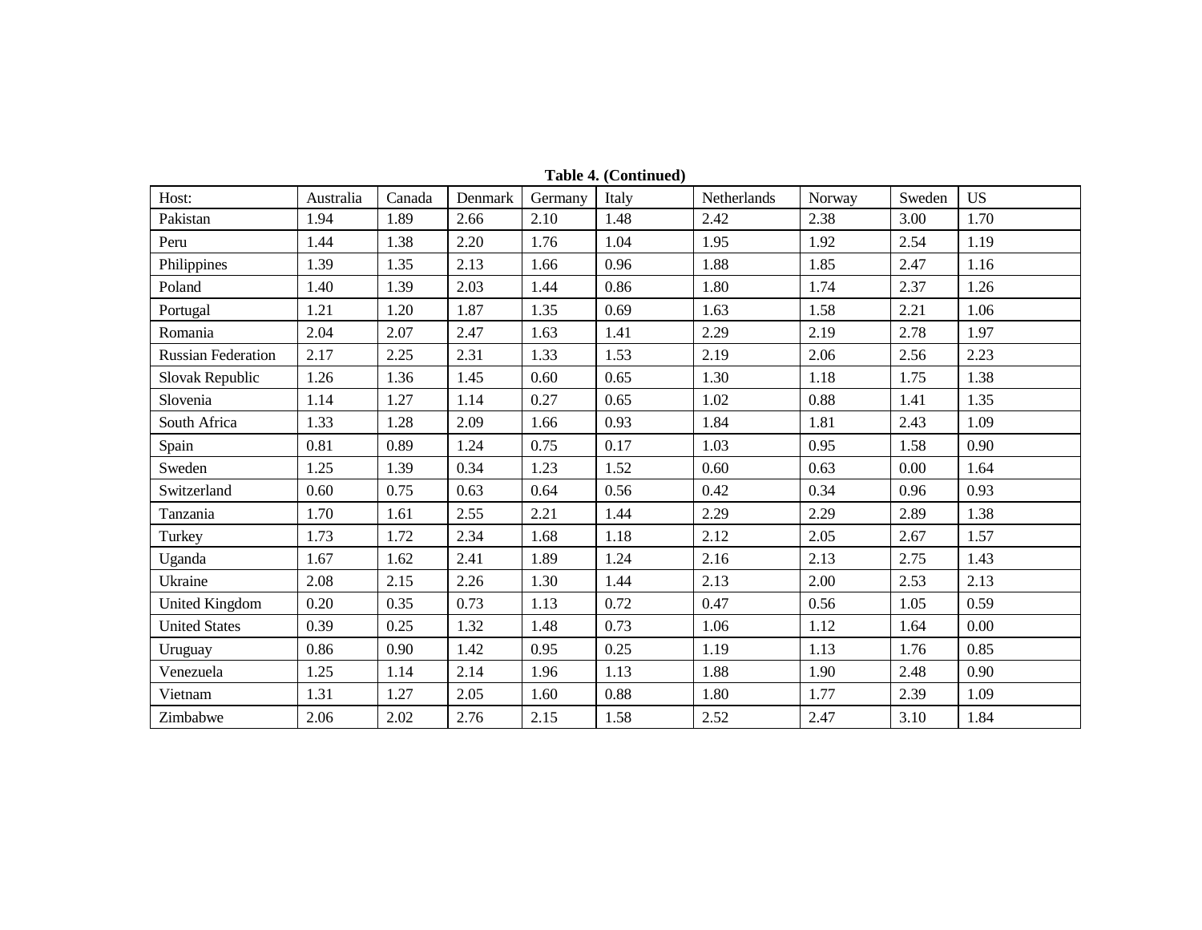**Table 4. (Continued)**

| Host: | Australia | Canada | Denmark | Germany | Italy | Netherlands | Norway | Sweden | US |
|---|---|---|---|---|---|---|---|---|---|
| Pakistan | 1.94 | 1.89 | 2.66 | 2.10 | 1.48 | 2.42 | 2.38 | 3.00 | 1.70 |
| Peru | 1.44 | 1.38 | 2.20 | 1.76 | 1.04 | 1.95 | 1.92 | 2.54 | 1.19 |
| Philippines | 1.39 | 1.35 | 2.13 | 1.66 | 0.96 | 1.88 | 1.85 | 2.47 | 1.16 |
| Poland | 1.40 | 1.39 | 2.03 | 1.44 | 0.86 | 1.80 | 1.74 | 2.37 | 1.26 |
| Portugal | 1.21 | 1.20 | 1.87 | 1.35 | 0.69 | 1.63 | 1.58 | 2.21 | 1.06 |
| Romania | 2.04 | 2.07 | 2.47 | 1.63 | 1.41 | 2.29 | 2.19 | 2.78 | 1.97 |
| Russian Federation | 2.17 | 2.25 | 2.31 | 1.33 | 1.53 | 2.19 | 2.06 | 2.56 | 2.23 |
| Slovak Republic | 1.26 | 1.36 | 1.45 | 0.60 | 0.65 | 1.30 | 1.18 | 1.75 | 1.38 |
| Slovenia | 1.14 | 1.27 | 1.14 | 0.27 | 0.65 | 1.02 | 0.88 | 1.41 | 1.35 |
| South Africa | 1.33 | 1.28 | 2.09 | 1.66 | 0.93 | 1.84 | 1.81 | 2.43 | 1.09 |
| Spain | 0.81 | 0.89 | 1.24 | 0.75 | 0.17 | 1.03 | 0.95 | 1.58 | 0.90 |
| Sweden | 1.25 | 1.39 | 0.34 | 1.23 | 1.52 | 0.60 | 0.63 | 0.00 | 1.64 |
| Switzerland | 0.60 | 0.75 | 0.63 | 0.64 | 0.56 | 0.42 | 0.34 | 0.96 | 0.93 |
| Tanzania | 1.70 | 1.61 | 2.55 | 2.21 | 1.44 | 2.29 | 2.29 | 2.89 | 1.38 |
| Turkey | 1.73 | 1.72 | 2.34 | 1.68 | 1.18 | 2.12 | 2.05 | 2.67 | 1.57 |
| Uganda | 1.67 | 1.62 | 2.41 | 1.89 | 1.24 | 2.16 | 2.13 | 2.75 | 1.43 |
| Ukraine | 2.08 | 2.15 | 2.26 | 1.30 | 1.44 | 2.13 | 2.00 | 2.53 | 2.13 |
| United Kingdom | 0.20 | 0.35 | 0.73 | 1.13 | 0.72 | 0.47 | 0.56 | 1.05 | 0.59 |
| United States | 0.39 | 0.25 | 1.32 | 1.48 | 0.73 | 1.06 | 1.12 | 1.64 | 0.00 |
| Uruguay | 0.86 | 0.90 | 1.42 | 0.95 | 0.25 | 1.19 | 1.13 | 1.76 | 0.85 |
| Venezuela | 1.25 | 1.14 | 2.14 | 1.96 | 1.13 | 1.88 | 1.90 | 2.48 | 0.90 |
| Vietnam | 1.31 | 1.27 | 2.05 | 1.60 | 0.88 | 1.80 | 1.77 | 2.39 | 1.09 |
| Zimbabwe | 2.06 | 2.02 | 2.76 | 2.15 | 1.58 | 2.52 | 2.47 | 3.10 | 1.84 |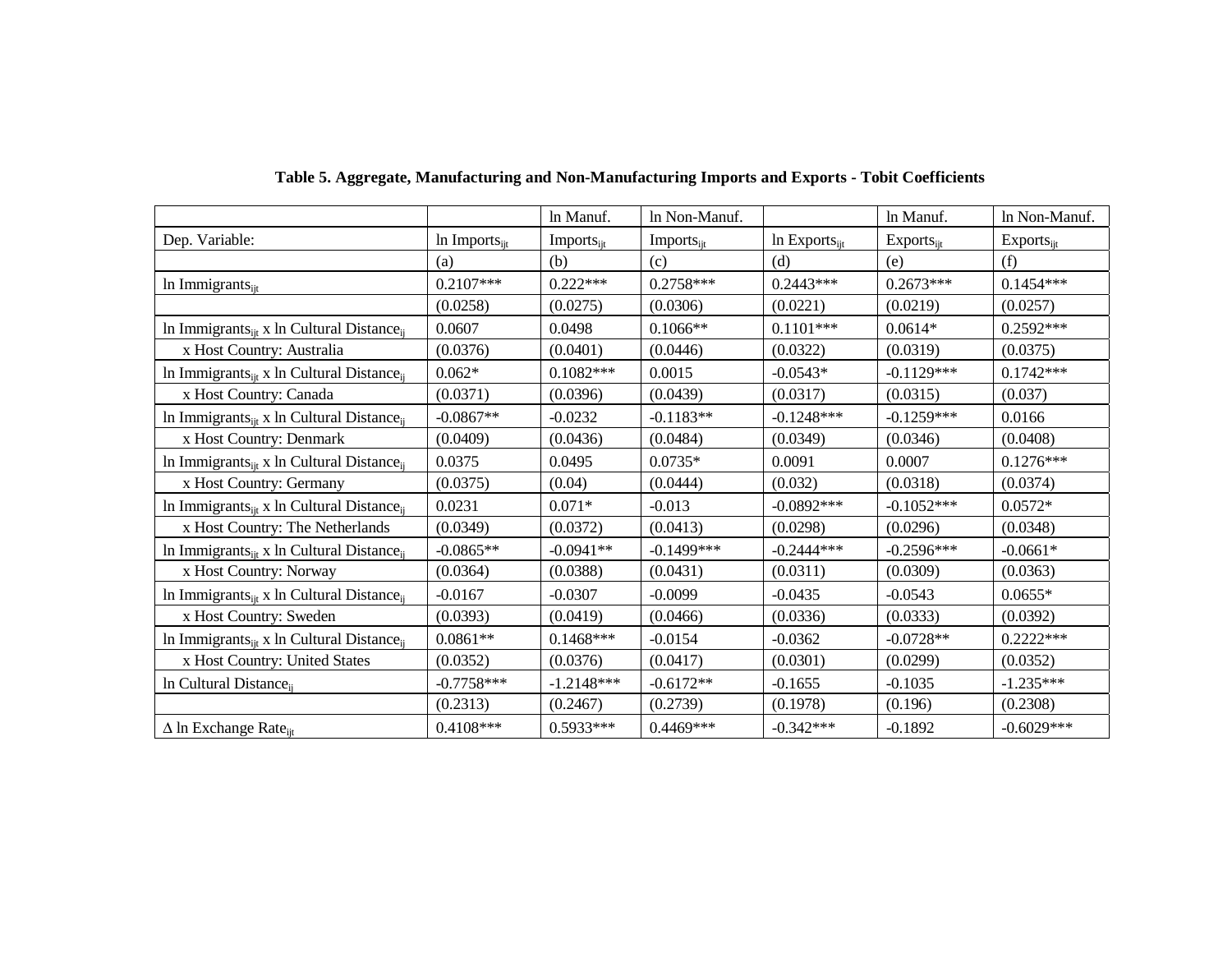**Table 5. Aggregate, Manufacturing and Non-Manufacturing Imports and Exports - Tobit Coefficients**

| Dep. Variable: | ln $Imports_{ijt}$ | ln Manuf. $Imports_{ijt}$ | ln Non-Manuf. $Imports_{ijt}$ | ln $Exports_{ijt}$ | ln Manuf. $Exports_{ijt}$ | ln Non-Manuf. $Exports_{ijt}$ |
|---|---|---|---|---|---|---|
| | (a) | (b) | (c) | (d) | (e) | (f) |
| ln $Immigrants_{ijt}$ | 0.2107*** | 0.222*** | 0.2758*** | 0.2443*** | 0.2673*** | 0.1454*** |
| | (0.0258) | (0.0275) | (0.0306) | (0.0221) | (0.0219) | (0.0257) |
| ln $Immigrants_{ijt}$ x ln Cultural $Distance_{ij}$ | 0.0607 | 0.0498 | 0.1066** | 0.1101*** | 0.0614* | 0.2592*** |
| x Host Country: Australia | (0.0376) | (0.0401) | (0.0446) | (0.0322) | (0.0319) | (0.0375) |
| ln $Immigrants_{ijt}$ x ln Cultural $Distance_{ij}$ | 0.062* | 0.1082*** | 0.0015 | -0.0543* | -0.1129*** | 0.1742*** |
| x Host Country: Canada | (0.0371) | (0.0396) | (0.0439) | (0.0317) | (0.0315) | (0.037) |
| ln $Immigrants_{ijt}$ x ln Cultural $Distance_{ij}$ | -0.0867** | -0.0232 | -0.1183** | -0.1248*** | -0.1259*** | 0.0166 |
| x Host Country: Denmark | (0.0409) | (0.0436) | (0.0484) | (0.0349) | (0.0346) | (0.0408) |
| ln $Immigrants_{ijt}$ x ln Cultural $Distance_{ij}$ | 0.0375 | 0.0495 | 0.0735* | 0.0091 | 0.0007 | 0.1276*** |
| x Host Country: Germany | (0.0375) | (0.04) | (0.0444) | (0.032) | (0.0318) | (0.0374) |
| ln $Immigrants_{ijt}$ x ln Cultural $Distance_{ij}$ | 0.0231 | 0.071* | -0.013 | -0.0892*** | -0.1052*** | 0.0572* |
| x Host Country: The Netherlands | (0.0349) | (0.0372) | (0.0413) | (0.0298) | (0.0296) | (0.0348) |
| ln $Immigrants_{ijt}$ x ln Cultural $Distance_{ij}$ | -0.0865** | -0.0941** | -0.1499*** | -0.2444*** | -0.2596*** | -0.0661* |
| x Host Country: Norway | (0.0364) | (0.0388) | (0.0431) | (0.0311) | (0.0309) | (0.0363) |
| ln $Immigrants_{ijt}$ x ln Cultural $Distance_{ij}$ | -0.0167 | -0.0307 | -0.0099 | -0.0435 | -0.0543 | 0.0655* |
| x Host Country: Sweden | (0.0393) | (0.0419) | (0.0466) | (0.0336) | (0.0333) | (0.0392) |
| ln $Immigrants_{ijt}$ x ln Cultural $Distance_{ij}$ | 0.0861** | 0.1468*** | -0.0154 | -0.0362 | -0.0728** | 0.2222*** |
| x Host Country: United States | (0.0352) | (0.0376) | (0.0417) | (0.0301) | (0.0299) | (0.0352) |
| ln Cultural $Distance_{ij}$ | -0.7758*** | -1.2148*** | -0.6172** | -0.1655 | -0.1035 | -1.235*** |
| | (0.2313) | (0.2467) | (0.2739) | (0.1978) | (0.196) | (0.2308) |
| $\Delta$ ln Exchange $Rate_{ijt}$ | 0.4108*** | 0.5933*** | 0.4469*** | -0.342*** | -0.1892 | -0.6029*** |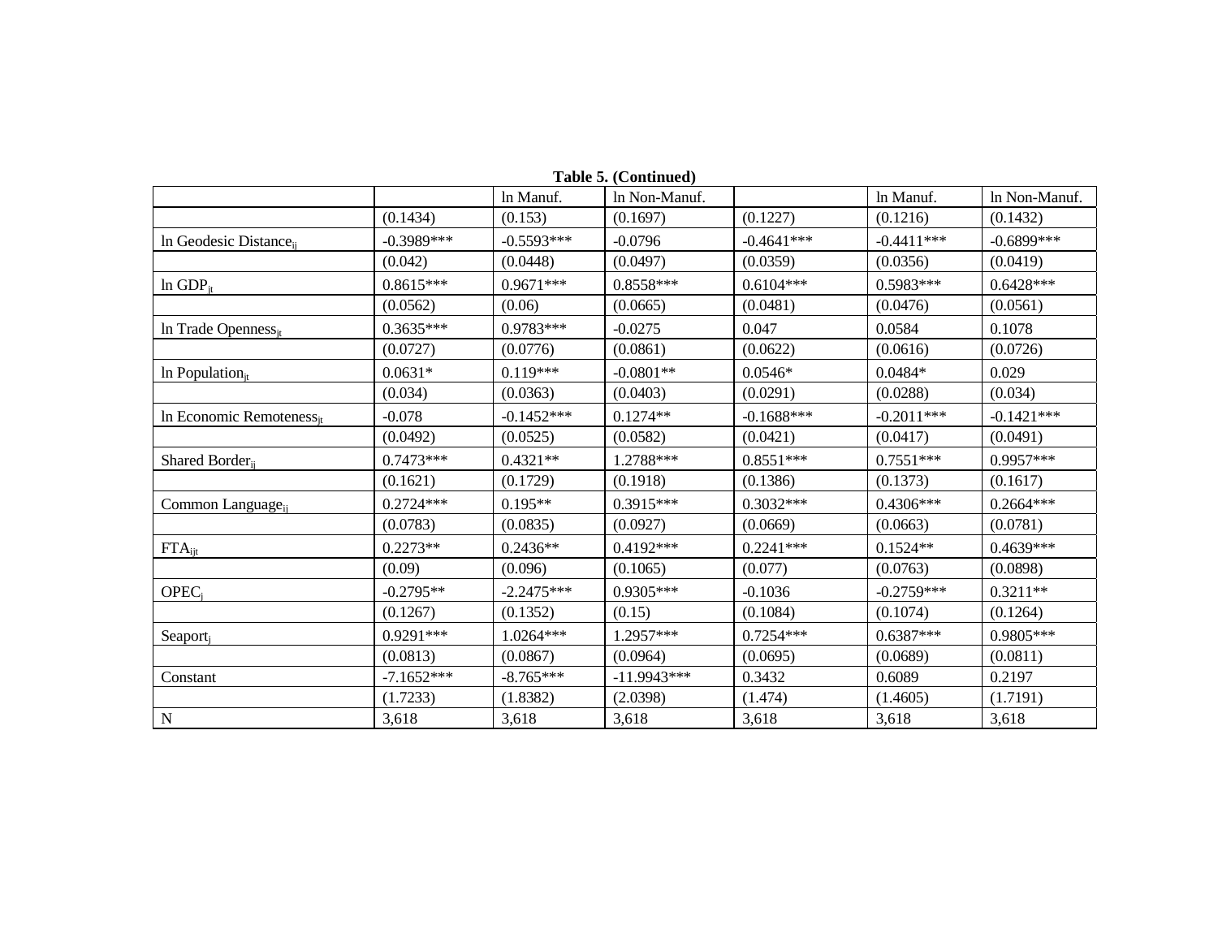**Table 5. (Continued)**

| | | ln Manuf. | ln Non-Manuf. | | ln Manuf. | ln Non-Manuf. |
|---|---|---|---|---|---|---|
| | (0.1434) | (0.153) | (0.1697) | (0.1227) | (0.1216) | (0.1432) |
| ln Geodesic Distance$_{ij}$ | -0.3989*** | -0.5593*** | -0.0796 | -0.4641*** | -0.4411*** | -0.6899*** |
| | (0.042) | (0.0448) | (0.0497) | (0.0359) | (0.0356) | (0.0419) |
| ln GDP$_{jt}$ | 0.8615*** | 0.9671*** | 0.8558*** | 0.6104*** | 0.5983*** | 0.6428*** |
| | (0.0562) | (0.06) | (0.0665) | (0.0481) | (0.0476) | (0.0561) |
| ln Trade Openness$_{jt}$ | 0.3635*** | 0.9783*** | -0.0275 | 0.047 | 0.0584 | 0.1078 |
| | (0.0727) | (0.0776) | (0.0861) | (0.0622) | (0.0616) | (0.0726) |
| ln Population$_{jt}$ | 0.0631* | 0.119*** | -0.0801** | 0.0546* | 0.0484* | 0.029 |
| | (0.034) | (0.0363) | (0.0403) | (0.0291) | (0.0288) | (0.034) |
| ln Economic Remoteness$_{jt}$ | -0.078 | -0.1452*** | 0.1274** | -0.1688*** | -0.2011*** | -0.1421*** |
| | (0.0492) | (0.0525) | (0.0582) | (0.0421) | (0.0417) | (0.0491) |
| Shared Border$_{ij}$ | 0.7473*** | 0.4321** | 1.2788*** | 0.8551*** | 0.7551*** | 0.9957*** |
| | (0.1621) | (0.1729) | (0.1918) | (0.1386) | (0.1373) | (0.1617) |
| Common Language$_{ij}$ | 0.2724*** | 0.195** | 0.3915*** | 0.3032*** | 0.4306*** | 0.2664*** |
| | (0.0783) | (0.0835) | (0.0927) | (0.0669) | (0.0663) | (0.0781) |
| FTA$_{ijt}$ | 0.2273** | 0.2436** | 0.4192*** | 0.2241*** | 0.1524** | 0.4639*** |
| | (0.09) | (0.096) | (0.1065) | (0.077) | (0.0763) | (0.0898) |
| OPEC$_{j}$ | -0.2795** | -2.2475*** | 0.9305*** | -0.1036 | -0.2759*** | 0.3211** |
| | (0.1267) | (0.1352) | (0.15) | (0.1084) | (0.1074) | (0.1264) |
| Seaport$_{j}$ | 0.9291*** | 1.0264*** | 1.2957*** | 0.7254*** | 0.6387*** | 0.9805*** |
| | (0.0813) | (0.0867) | (0.0964) | (0.0695) | (0.0689) | (0.0811) |
| Constant | -7.1652*** | -8.765*** | -11.9943*** | 0.3432 | 0.6089 | 0.2197 |
| | (1.7233) | (1.8382) | (2.0398) | (1.474) | (1.4605) | (1.7191) |
| N | 3,618 | 3,618 | 3,618 | 3,618 | 3,618 | 3,618 |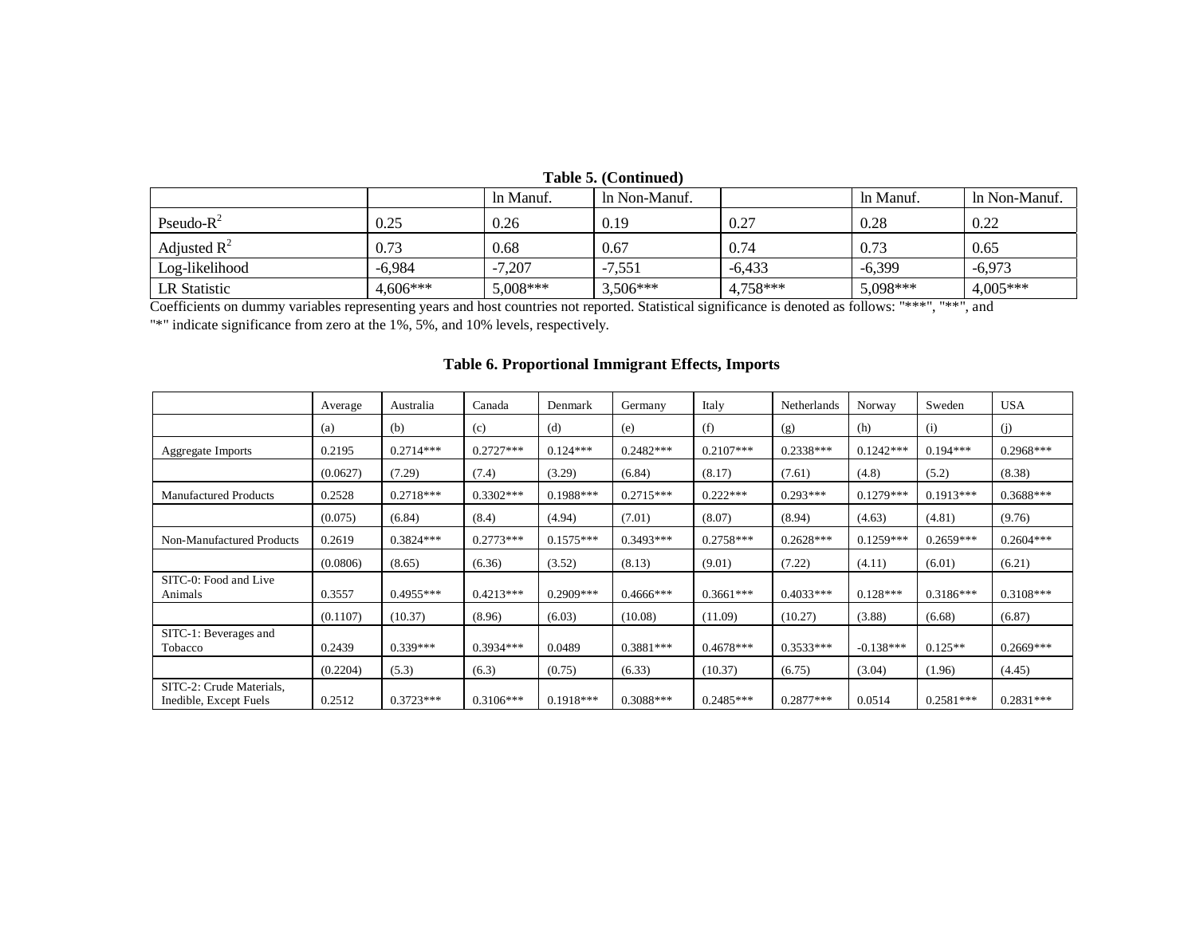**Table 5. (Continued)**

| | | ln Manuf. | ln Non-Manuf. | | ln Manuf. | ln Non-Manuf. |
|---|---|---|---|---|---|---|
| Pseudo-$R^2$ | 0.25 | 0.26 | 0.19 | 0.27 | 0.28 | 0.22 |
| Adjusted $R^2$ | 0.73 | 0.68 | 0.67 | 0.74 | 0.73 | 0.65 |
| Log-likelihood | -6,984 | -7,207 | -7,551 | -6,433 | -6,399 | -6,973 |
| LR Statistic | 4,606*** | 5,008*** | 3,506*** | 4,758*** | 5,098*** | 4,005*** |

Coefficients on dummy variables representing years and host countries not reported. Statistical significance is denoted as follows: "***", "**", and "*" indicate significance from zero at the 1%, 5%, and 10% levels, respectively.

**Table 6. Proportional Immigrant Effects, Imports**

| | Average | Australia | Canada | Denmark | Germany | Italy | Netherlands | Norway | Sweden | USA |
|---|---|---|---|---|---|---|---|---|---|---|
| | (a) | (b) | (c) | (d) | (e) | (f) | (g) | (h) | (i) | (j) |
| Aggregate Imports | 0.2195 | 0.2714*** | 0.2727*** | 0.124*** | 0.2482*** | 0.2107*** | 0.2338*** | 0.1242*** | 0.194*** | 0.2968*** |
| | (0.0627) | (7.29) | (7.4) | (3.29) | (6.84) | (8.17) | (7.61) | (4.8) | (5.2) | (8.38) |
| Manufactured Products | 0.2528 | 0.2718*** | 0.3302*** | 0.1988*** | 0.2715*** | 0.222*** | 0.293*** | 0.1279*** | 0.1913*** | 0.3688*** |
| | (0.075) | (6.84) | (8.4) | (4.94) | (7.01) | (8.07) | (8.94) | (4.63) | (4.81) | (9.76) |
| Non-Manufactured Products | 0.2619 | 0.3824*** | 0.2773*** | 0.1575*** | 0.3493*** | 0.2758*** | 0.2628*** | 0.1259*** | 0.2659*** | 0.2604*** |
| | (0.0806) | (8.65) | (6.36) | (3.52) | (8.13) | (9.01) | (7.22) | (4.11) | (6.01) | (6.21) |
| SITC-0: Food and Live Animals | 0.3557 | 0.4955*** | 0.4213*** | 0.2909*** | 0.4666*** | 0.3661*** | 0.4033*** | 0.128*** | 0.3186*** | 0.3108*** |
| | (0.1107) | (10.37) | (8.96) | (6.03) | (10.08) | (11.09) | (10.27) | (3.88) | (6.68) | (6.87) |
| SITC-1: Beverages and Tobacco | 0.2439 | 0.339*** | 0.3934*** | 0.0489 | 0.3881*** | 0.4678*** | 0.3533*** | -0.138*** | 0.125** | 0.2669*** |
| | (0.2204) | (5.3) | (6.3) | (0.75) | (6.33) | (10.37) | (6.75) | (3.04) | (1.96) | (4.45) |
| SITC-2: Crude Materials, Inedible, Except Fuels | 0.2512 | 0.3723*** | 0.3106*** | 0.1918*** | 0.3088*** | 0.2485*** | 0.2877*** | 0.0514 | 0.2581*** | 0.2831*** |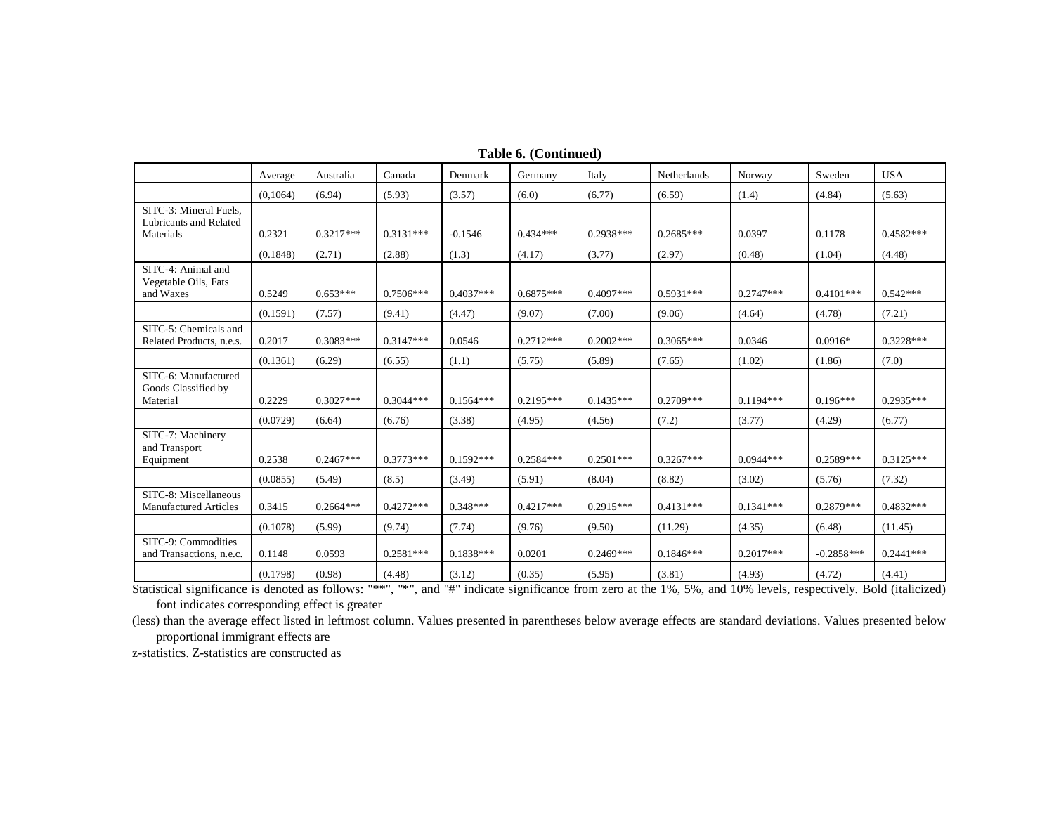**Table 6. (Continued)**

| | Average | Australia | Canada | Denmark | Germany | Italy | Netherlands | Norway | Sweden | USA |
|---|---|---|---|---|---|---|---|---|---|---|
| | (0,1064) | (6.94) | (5.93) | (3.57) | (6.0) | (6.77) | (6.59) | (1.4) | (4.84) | (5.63) |
| SITC-3: Mineral Fuels, Lubricants and Related Materials | 0.2321 | 0.3217*** | 0.3131*** | -0.1546 | 0.434*** | 0.2938*** | 0.2685*** | 0.0397 | 0.1178 | 0.4582*** |
| | (0.1848) | (2.71) | (2.88) | (1.3) | (4.17) | (3.77) | (2.97) | (0.48) | (1.04) | (4.48) |
| SITC-4: Animal and Vegetable Oils, Fats and Waxes | 0.5249 | 0.653*** | 0.7506*** | 0.4037*** | 0.6875*** | 0.4097*** | 0.5931*** | 0.2747*** | 0.4101*** | 0.542*** |
| | (0.1591) | (7.57) | (9.41) | (4.47) | (9.07) | (7.00) | (9.06) | (4.64) | (4.78) | (7.21) |
| SITC-5: Chemicals and Related Products, n.e.s. | 0.2017 | 0.3083*** | 0.3147*** | 0.0546 | 0.2712*** | 0.2002*** | 0.3065*** | 0.0346 | 0.0916* | 0.3228*** |
| | (0.1361) | (6.29) | (6.55) | (1.1) | (5.75) | (5.89) | (7.65) | (1.02) | (1.86) | (7.0) |
| SITC-6: Manufactured Goods Classified by Material | 0.2229 | 0.3027*** | 0.3044*** | 0.1564*** | 0.2195*** | 0.1435*** | 0.2709*** | 0.1194*** | 0.196*** | 0.2935*** |
| | (0.0729) | (6.64) | (6.76) | (3.38) | (4.95) | (4.56) | (7.2) | (3.77) | (4.29) | (6.77) |
| SITC-7: Machinery and Transport Equipment | 0.2538 | 0.2467*** | 0.3773*** | 0.1592*** | 0.2584*** | 0.2501*** | 0.3267*** | 0.0944*** | 0.2589*** | 0.3125*** |
| | (0.0855) | (5.49) | (8.5) | (3.49) | (5.91) | (8.04) | (8.82) | (3.02) | (5.76) | (7.32) |
| SITC-8: Miscellaneous Manufactured Articles | 0.3415 | 0.2664*** | 0.4272*** | 0.348*** | 0.4217*** | 0.2915*** | 0.4131*** | 0.1341*** | 0.2879*** | 0.4832*** |
| | (0.1078) | (5.99) | (9.74) | (7.74) | (9.76) | (9.50) | (11.29) | (4.35) | (6.48) | (11.45) |
| SITC-9: Commodities and Transactions, n.e.c. | 0.1148 | 0.0593 | 0.2581*** | 0.1838*** | 0.0201 | 0.2469*** | 0.1846*** | 0.2017*** | -0.2858*** | 0.2441*** |
| | (0.1798) | (0.98) | (4.48) | (3.12) | (0.35) | (5.95) | (3.81) | (4.93) | (4.72) | (4.41) |

Statistical significance is denoted as follows: "**", "*", and "#" indicate significance from zero at the 1%, 5%, and 10% levels, respectively. Bold (italicized) font indicates corresponding effect is greater (less) than the average effect listed in leftmost column. Values presented in parentheses below average effects are standard deviations. Values presented below proportional immigrant effects are z-statistics. Z-statistics are constructed as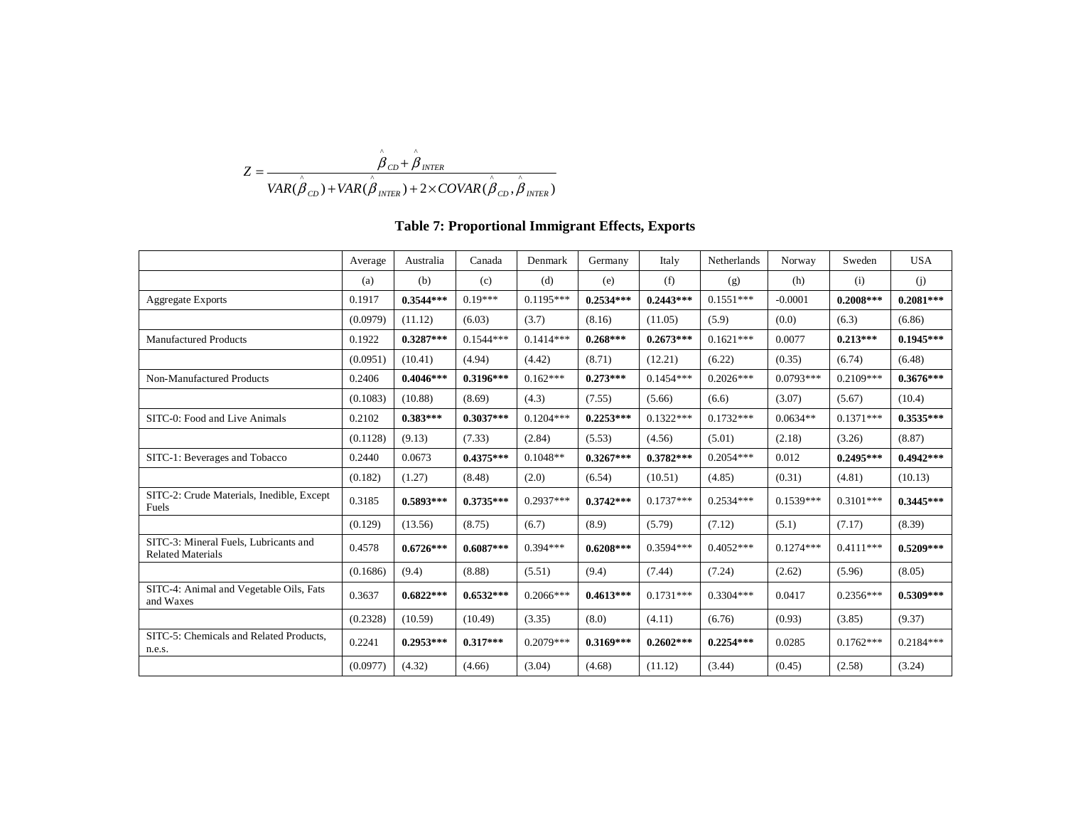$$Z = \frac{\hat{\beta}_{CD} + \hat{\beta}_{INTER}}{VAR(\hat{\beta}_{CD}) + VAR(\hat{\beta}_{INTER}) + 2 \times COVAR(\hat{\beta}_{CD}, \hat{\beta}_{INTER})}$$

**Table 7: Proportional Immigrant Effects, Exports**

| | Average | Australia | Canada | Denmark | Germany | Italy | Netherlands | Norway | Sweden | USA |
|---|---|---|---|---|---|---|---|---|---|---|
| | (a) | (b) | (c) | (d) | (e) | (f) | (g) | (h) | (i) | (j) |
| Aggregate Exports | 0.1917 | **0.3544*** ** | 0.19*** | 0.1195*** | **0.2534*** ** | **0.2443*** ** | 0.1551*** | -0.0001 | **0.2008*** ** | **0.2081*** ** |
| | (0.0979) | (11.12) | (6.03) | (3.7) | (8.16) | (11.05) | (5.9) | (0.0) | (6.3) | (6.86) |
| Manufactured Products | 0.1922 | **0.3287*** ** | 0.1544*** | 0.1414*** | **0.268*** ** | **0.2673*** ** | 0.1621*** | 0.0077 | **0.213*** ** | **0.1945*** ** |
| | (0.0951) | (10.41) | (4.94) | (4.42) | (8.71) | (12.21) | (6.22) | (0.35) | (6.74) | (6.48) |
| Non-Manufactured Products | 0.2406 | **0.4046*** ** | **0.3196*** ** | 0.162*** | **0.273*** ** | 0.1454*** | 0.2026*** | 0.0793*** | 0.2109*** | **0.3676*** ** |
| | (0.1083) | (10.88) | (8.69) | (4.3) | (7.55) | (5.66) | (6.6) | (3.07) | (5.67) | (10.4) |
| SITC-0: Food and Live Animals | 0.2102 | **0.383*** ** | **0.3037*** ** | 0.1204*** | **0.2253*** ** | 0.1322*** | 0.1732*** | 0.0634** | 0.1371*** | **0.3535*** ** |
| | (0.1128) | (9.13) | (7.33) | (2.84) | (5.53) | (4.56) | (5.01) | (2.18) | (3.26) | (8.87) |
| SITC-1: Beverages and Tobacco | 0.2440 | 0.0673 | **0.4375*** ** | 0.1048** | **0.3267*** ** | **0.3782*** ** | 0.2054*** | 0.012 | **0.2495*** ** | **0.4942*** ** |
| | (0.182) | (1.27) | (8.48) | (2.0) | (6.54) | (10.51) | (4.85) | (0.31) | (4.81) | (10.13) |
| SITC-2: Crude Materials, Inedible, Except Fuels | 0.3185 | **0.5893*** ** | **0.3735*** ** | 0.2937*** | **0.3742*** ** | 0.1737*** | 0.2534*** | 0.1539*** | 0.3101*** | **0.3445*** ** |
| | (0.129) | (13.56) | (8.75) | (6.7) | (8.9) | (5.79) | (7.12) | (5.1) | (7.17) | (8.39) |
| SITC-3: Mineral Fuels, Lubricants and Related Materials | 0.4578 | **0.6726*** ** | **0.6087*** ** | 0.394*** | **0.6208*** ** | 0.3594*** | 0.4052*** | 0.1274*** | 0.4111*** | **0.5209*** ** |
| | (0.1686) | (9.4) | (8.88) | (5.51) | (9.4) | (7.44) | (7.24) | (2.62) | (5.96) | (8.05) |
| SITC-4: Animal and Vegetable Oils, Fats and Waxes | 0.3637 | **0.6822*** ** | **0.6532*** ** | 0.2066*** | **0.4613*** ** | 0.1731*** | 0.3304*** | 0.0417 | 0.2356*** | **0.5309*** ** |
| | (0.2328) | (10.59) | (10.49) | (3.35) | (8.0) | (4.11) | (6.76) | (0.93) | (3.85) | (9.37) |
| SITC-5: Chemicals and Related Products, n.e.s. | 0.2241 | **0.2953*** ** | **0.317*** ** | 0.2079*** | **0.3169*** ** | **0.2602*** ** | **0.2254*** ** | 0.0285 | 0.1762*** | 0.2184*** |
| | (0.0977) | (4.32) | (4.66) | (3.04) | (4.68) | (11.12) | (3.44) | (0.45) | (2.58) | (3.24) |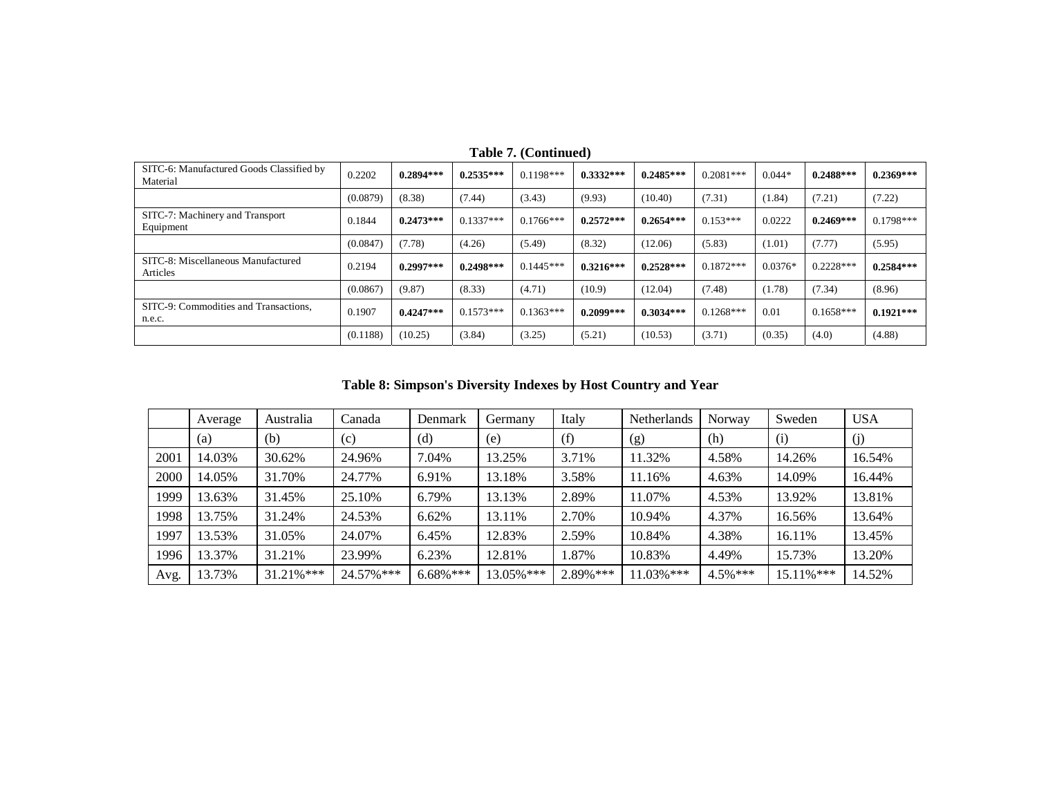**Table 7. (Continued)**

| | | | | | | | | | | |
|---|---|---|---|---|---|---|---|---|---|---|
| SITC-6: Manufactured Goods Classified by Material | 0.2202 | **0.2894*** ** | **0.2535*** ** | 0.1198*** | **0.3332*** ** | **0.2485*** ** | 0.2081*** | 0.044* | **0.2488*** ** | **0.2369*** ** |
| | (0.0879) | (8.38) | (7.44) | (3.43) | (9.93) | (10.40) | (7.31) | (1.84) | (7.21) | (7.22) |
| SITC-7: Machinery and Transport Equipment | 0.1844 | **0.2473*** ** | 0.1337*** | 0.1766*** | **0.2572*** ** | **0.2654*** ** | 0.153*** | 0.0222 | **0.2469*** ** | 0.1798*** |
| | (0.0847) | (7.78) | (4.26) | (5.49) | (8.32) | (12.06) | (5.83) | (1.01) | (7.77) | (5.95) |
| SITC-8: Miscellaneous Manufactured Articles | 0.2194 | **0.2997*** ** | **0.2498*** ** | 0.1445*** | **0.3216*** ** | **0.2528*** ** | 0.1872*** | 0.0376* | 0.2228*** | **0.2584*** ** |
| | (0.0867) | (9.87) | (8.33) | (4.71) | (10.9) | (12.04) | (7.48) | (1.78) | (7.34) | (8.96) |
| SITC-9: Commodities and Transactions, n.e.c. | 0.1907 | **0.4247*** ** | 0.1573*** | 0.1363*** | **0.2099*** ** | **0.3034*** ** | 0.1268*** | 0.01 | 0.1658*** | **0.1921*** ** |
| | (0.1188) | (10.25) | (3.84) | (3.25) | (5.21) | (10.53) | (3.71) | (0.35) | (4.0) | (4.88) |

**Table 8: Simpson's Diversity Indexes by Host Country and Year**

| | Average | Australia | Canada | Denmark | Germany | Italy | Netherlands | Norway | Sweden | USA |
|---|---|---|---|---|---|---|---|---|---|---|
| | (a) | (b) | (c) | (d) | (e) | (f) | (g) | (h) | (i) | (j) |
| 2001 | 14.03% | 30.62% | 24.96% | 7.04% | 13.25% | 3.71% | 11.32% | 4.58% | 14.26% | 16.54% |
| 2000 | 14.05% | 31.70% | 24.77% | 6.91% | 13.18% | 3.58% | 11.16% | 4.63% | 14.09% | 16.44% |
| 1999 | 13.63% | 31.45% | 25.10% | 6.79% | 13.13% | 2.89% | 11.07% | 4.53% | 13.92% | 13.81% |
| 1998 | 13.75% | 31.24% | 24.53% | 6.62% | 13.11% | 2.70% | 10.94% | 4.37% | 16.56% | 13.64% |
| 1997 | 13.53% | 31.05% | 24.07% | 6.45% | 12.83% | 2.59% | 10.84% | 4.38% | 16.11% | 13.45% |
| 1996 | 13.37% | 31.21% | 23.99% | 6.23% | 12.81% | 1.87% | 10.83% | 4.49% | 15.73% | 13.20% |
| Avg. | 13.73% | 31.21%*** | 24.57%*** | 6.68%*** | 13.05%*** | 2.89%*** | 11.03%*** | 4.5%*** | 15.11%*** | 14.52% |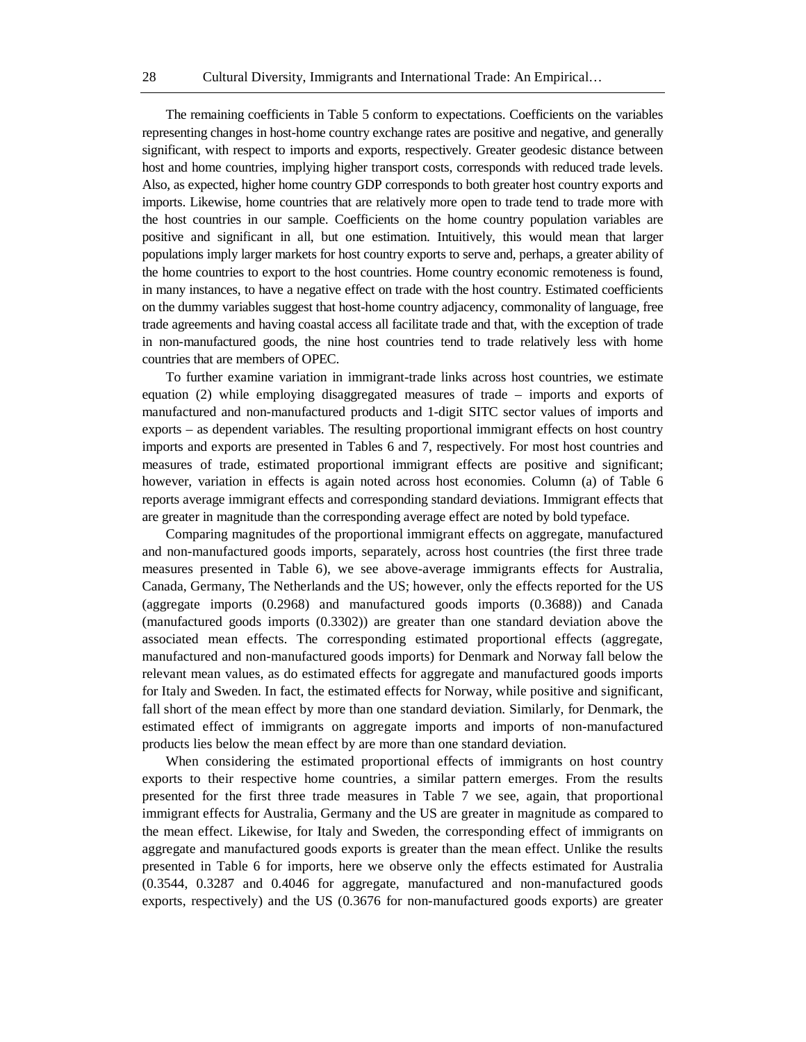The remaining coefficients in Table 5 conform to expectations. Coefficients on the variables representing changes in host-home country exchange rates are positive and negative, and generally significant, with respect to imports and exports, respectively. Greater geodesic distance between host and home countries, implying higher transport costs, corresponds with reduced trade levels. Also, as expected, higher home country GDP corresponds to both greater host country exports and imports. Likewise, home countries that are relatively more open to trade tend to trade more with the host countries in our sample. Coefficients on the home country population variables are positive and significant in all, but one estimation. Intuitively, this would mean that larger populations imply larger markets for host country exports to serve and, perhaps, a greater ability of the home countries to export to the host countries. Home country economic remoteness is found, in many instances, to have a negative effect on trade with the host country. Estimated coefficients on the dummy variables suggest that host-home country adjacency, commonality of language, free trade agreements and having coastal access all facilitate trade and that, with the exception of trade in non-manufactured goods, the nine host countries tend to trade relatively less with home countries that are members of OPEC.

To further examine variation in immigrant-trade links across host countries, we estimate equation (2) while employing disaggregated measures of trade – imports and exports of manufactured and non-manufactured products and 1-digit SITC sector values of imports and exports – as dependent variables. The resulting proportional immigrant effects on host country imports and exports are presented in Tables 6 and 7, respectively. For most host countries and measures of trade, estimated proportional immigrant effects are positive and significant; however, variation in effects is again noted across host economies. Column (a) of Table 6 reports average immigrant effects and corresponding standard deviations. Immigrant effects that are greater in magnitude than the corresponding average effect are noted by bold typeface.

Comparing magnitudes of the proportional immigrant effects on aggregate, manufactured and non-manufactured goods imports, separately, across host countries (the first three trade measures presented in Table 6), we see above-average immigrants effects for Australia, Canada, Germany, The Netherlands and the US; however, only the effects reported for the US (aggregate imports (0.2968) and manufactured goods imports (0.3688)) and Canada (manufactured goods imports (0.3302)) are greater than one standard deviation above the associated mean effects. The corresponding estimated proportional effects (aggregate, manufactured and non-manufactured goods imports) for Denmark and Norway fall below the relevant mean values, as do estimated effects for aggregate and manufactured goods imports for Italy and Sweden. In fact, the estimated effects for Norway, while positive and significant, fall short of the mean effect by more than one standard deviation. Similarly, for Denmark, the estimated effect of immigrants on aggregate imports and imports of non-manufactured products lies below the mean effect by are more than one standard deviation.

When considering the estimated proportional effects of immigrants on host country exports to their respective home countries, a similar pattern emerges. From the results presented for the first three trade measures in Table 7 we see, again, that proportional immigrant effects for Australia, Germany and the US are greater in magnitude as compared to the mean effect. Likewise, for Italy and Sweden, the corresponding effect of immigrants on aggregate and manufactured goods exports is greater than the mean effect. Unlike the results presented in Table 6 for imports, here we observe only the effects estimated for Australia (0.3544, 0.3287 and 0.4046 for aggregate, manufactured and non-manufactured goods exports, respectively) and the US (0.3676 for non-manufactured goods exports) are greater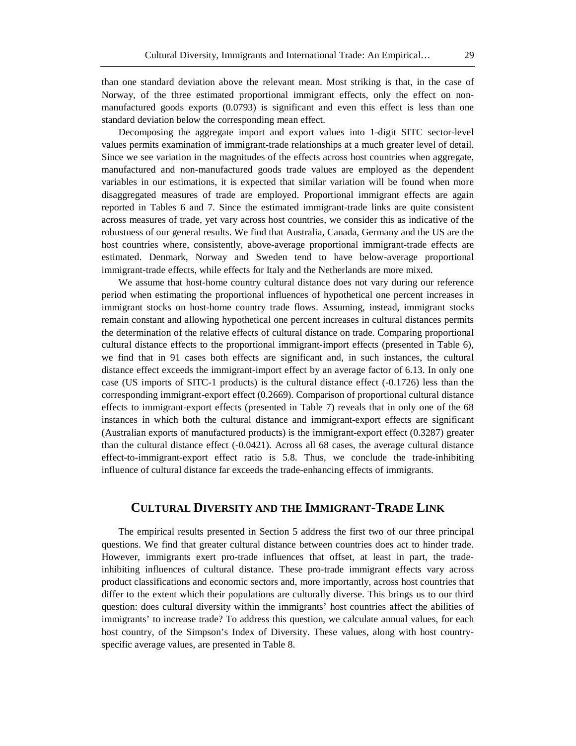than one standard deviation above the relevant mean. Most striking is that, in the case of Norway, of the three estimated proportional immigrant effects, only the effect on non-manufactured goods exports (0.0793) is significant and even this effect is less than one standard deviation below the corresponding mean effect.

Decomposing the aggregate import and export values into 1-digit SITC sector-level values permits examination of immigrant-trade relationships at a much greater level of detail. Since we see variation in the magnitudes of the effects across host countries when aggregate, manufactured and non-manufactured goods trade values are employed as the dependent variables in our estimations, it is expected that similar variation will be found when more disaggregated measures of trade are employed. Proportional immigrant effects are again reported in Tables 6 and 7. Since the estimated immigrant-trade links are quite consistent across measures of trade, yet vary across host countries, we consider this as indicative of the robustness of our general results. We find that Australia, Canada, Germany and the US are the host countries where, consistently, above-average proportional immigrant-trade effects are estimated. Denmark, Norway and Sweden tend to have below-average proportional immigrant-trade effects, while effects for Italy and the Netherlands are more mixed.

We assume that host-home country cultural distance does not vary during our reference period when estimating the proportional influences of hypothetical one percent increases in immigrant stocks on host-home country trade flows. Assuming, instead, immigrant stocks remain constant and allowing hypothetical one percent increases in cultural distances permits the determination of the relative effects of cultural distance on trade. Comparing proportional cultural distance effects to the proportional immigrant-import effects (presented in Table 6), we find that in 91 cases both effects are significant and, in such instances, the cultural distance effect exceeds the immigrant-import effect by an average factor of 6.13. In only one case (US imports of SITC-1 products) is the cultural distance effect (-0.1726) less than the corresponding immigrant-export effect (0.2669). Comparison of proportional cultural distance effects to immigrant-export effects (presented in Table 7) reveals that in only one of the 68 instances in which both the cultural distance and immigrant-export effects are significant (Australian exports of manufactured products) is the immigrant-export effect (0.3287) greater than the cultural distance effect (-0.0421). Across all 68 cases, the average cultural distance effect-to-immigrant-export effect ratio is 5.8. Thus, we conclude the trade-inhibiting influence of cultural distance far exceeds the trade-enhancing effects of immigrants.

## CULTURAL DIVERSITY AND THE IMMIGRANT-TRADE LINK

The empirical results presented in Section 5 address the first two of our three principal questions. We find that greater cultural distance between countries does act to hinder trade. However, immigrants exert pro-trade influences that offset, at least in part, the trade-inhibiting influences of cultural distance. These pro-trade immigrant effects vary across product classifications and economic sectors and, more importantly, across host countries that differ to the extent which their populations are culturally diverse. This brings us to our third question: does cultural diversity within the immigrants' host countries affect the abilities of immigrants' to increase trade? To address this question, we calculate annual values, for each host country, of the Simpson's Index of Diversity. These values, along with host country-specific average values, are presented in Table 8.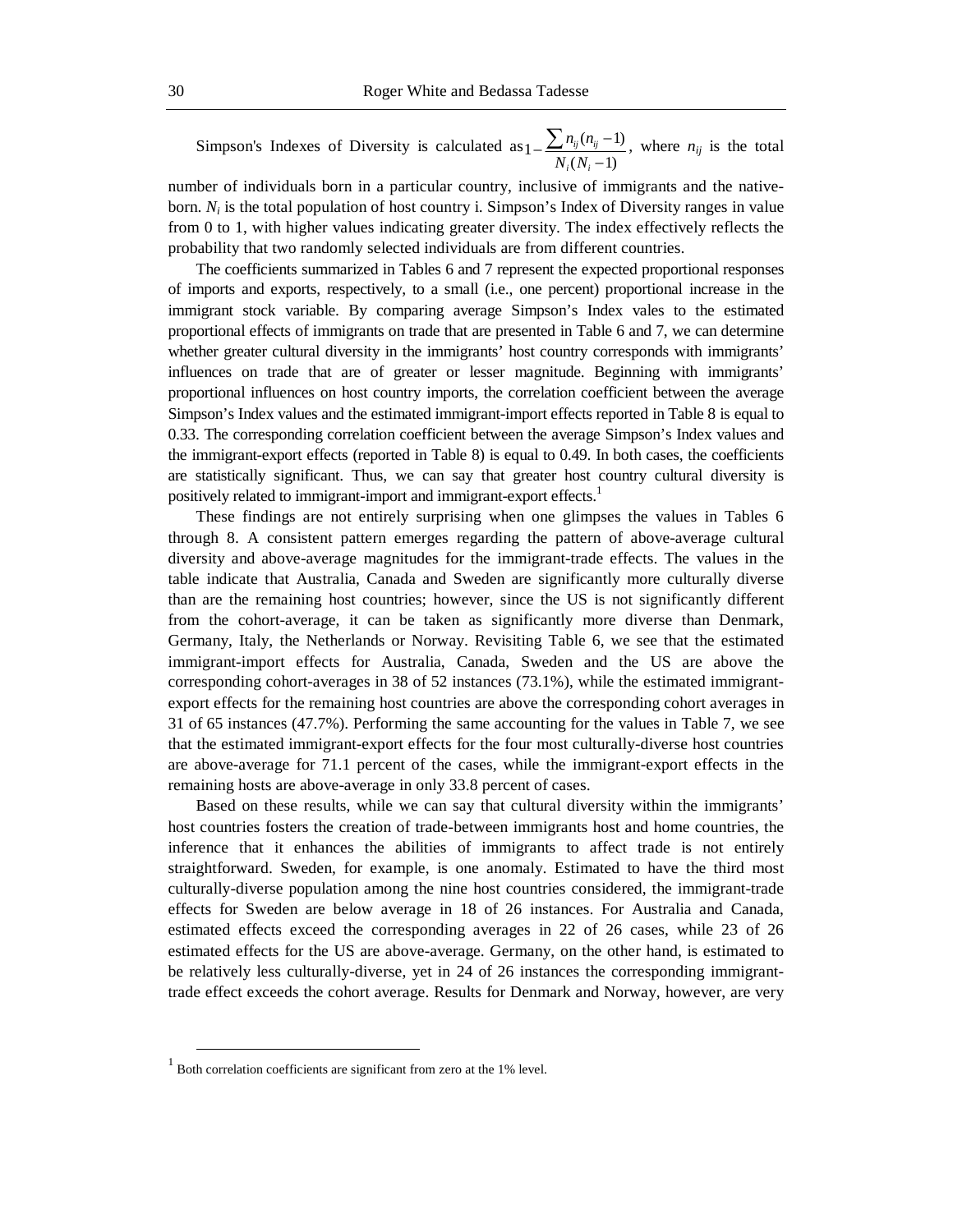Simpson's Indexes of Diversity is calculated as $1-\frac{\sum n_{ij}(n_{ij}-1)}{N_i(N_i-1)}$, where $n_{ij}$ is the total number of individuals born in a particular country, inclusive of immigrants and the native-born. $N_i$ is the total population of host country i. Simpson's Index of Diversity ranges in value from 0 to 1, with higher values indicating greater diversity. The index effectively reflects the probability that two randomly selected individuals are from different countries.

The coefficients summarized in Tables 6 and 7 represent the expected proportional responses of imports and exports, respectively, to a small (i.e., one percent) proportional increase in the immigrant stock variable. By comparing average Simpson's Index vales to the estimated proportional effects of immigrants on trade that are presented in Table 6 and 7, we can determine whether greater cultural diversity in the immigrants' host country corresponds with immigrants' influences on trade that are of greater or lesser magnitude. Beginning with immigrants' proportional influences on host country imports, the correlation coefficient between the average Simpson's Index values and the estimated immigrant-import effects reported in Table 8 is equal to 0.33. The corresponding correlation coefficient between the average Simpson's Index values and the immigrant-export effects (reported in Table 8) is equal to 0.49. In both cases, the coefficients are statistically significant. Thus, we can say that greater host country cultural diversity is positively related to immigrant-import and immigrant-export effects.[1]

These findings are not entirely surprising when one glimpses the values in Tables 6 through 8. A consistent pattern emerges regarding the pattern of above-average cultural diversity and above-average magnitudes for the immigrant-trade effects. The values in the table indicate that Australia, Canada and Sweden are significantly more culturally diverse than are the remaining host countries; however, since the US is not significantly different from the cohort-average, it can be taken as significantly more diverse than Denmark, Germany, Italy, the Netherlands or Norway. Revisiting Table 6, we see that the estimated immigrant-import effects for Australia, Canada, Sweden and the US are above the corresponding cohort-averages in 38 of 52 instances (73.1%), while the estimated immigrant-export effects for the remaining host countries are above the corresponding cohort averages in 31 of 65 instances (47.7%). Performing the same accounting for the values in Table 7, we see that the estimated immigrant-export effects for the four most culturally-diverse host countries are above-average for 71.1 percent of the cases, while the immigrant-export effects in the remaining hosts are above-average in only 33.8 percent of cases.

Based on these results, while we can say that cultural diversity within the immigrants' host countries fosters the creation of trade-between immigrants host and home countries, the inference that it enhances the abilities of immigrants to affect trade is not entirely straightforward. Sweden, for example, is one anomaly. Estimated to have the third most culturally-diverse population among the nine host countries considered, the immigrant-trade effects for Sweden are below average in 18 of 26 instances. For Australia and Canada, estimated effects exceed the corresponding averages in 22 of 26 cases, while 23 of 26 estimated effects for the US are above-average. Germany, on the other hand, is estimated to be relatively less culturally-diverse, yet in 24 of 26 instances the corresponding immigrant-trade effect exceeds the cohort average. Results for Denmark and Norway, however, are very

[1] Both correlation coefficients are significant from zero at the 1% level.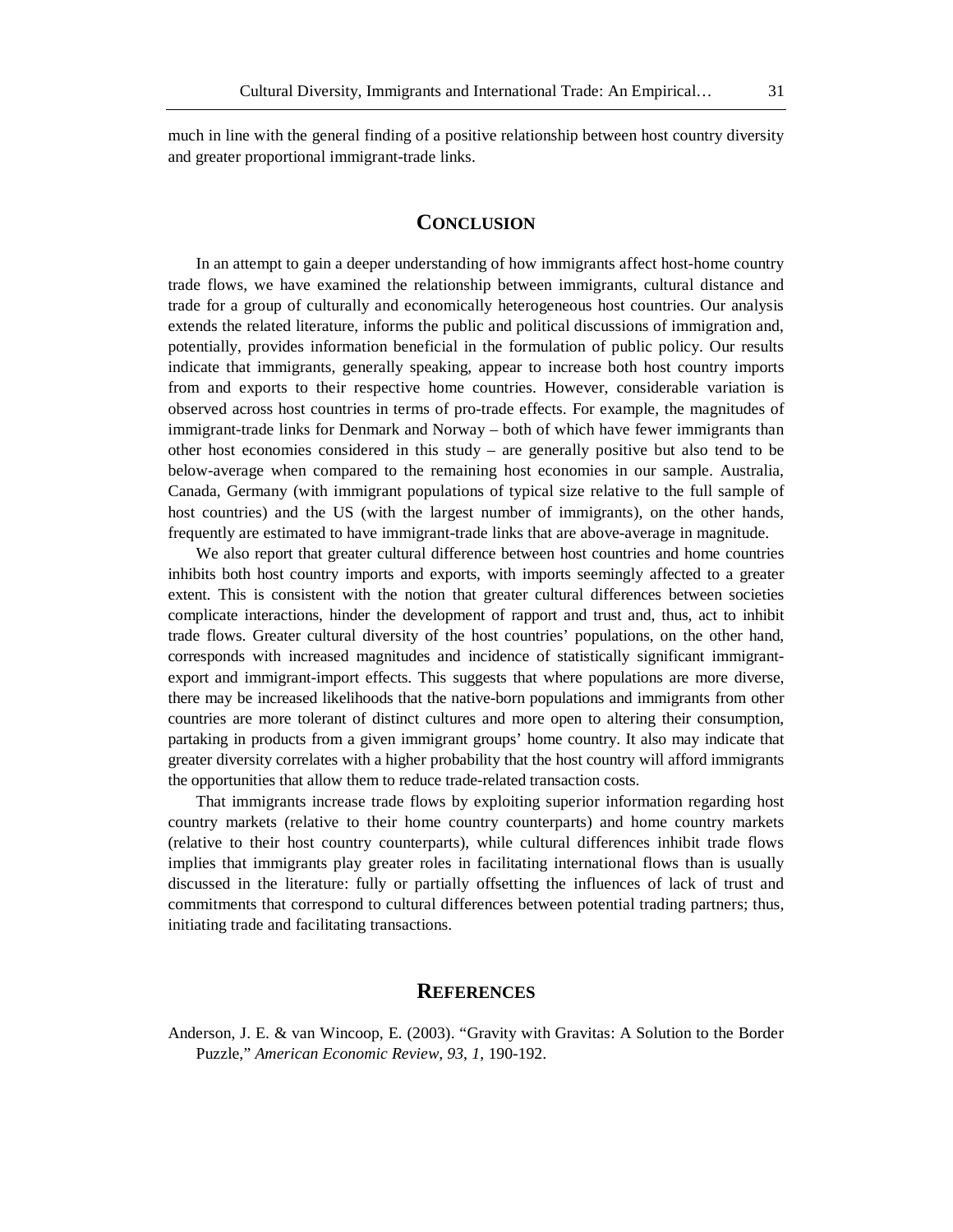much in line with the general finding of a positive relationship between host country diversity and greater proportional immigrant-trade links.

## CONCLUSION

In an attempt to gain a deeper understanding of how immigrants affect host-home country trade flows, we have examined the relationship between immigrants, cultural distance and trade for a group of culturally and economically heterogeneous host countries. Our analysis extends the related literature, informs the public and political discussions of immigration and, potentially, provides information beneficial in the formulation of public policy. Our results indicate that immigrants, generally speaking, appear to increase both host country imports from and exports to their respective home countries. However, considerable variation is observed across host countries in terms of pro-trade effects. For example, the magnitudes of immigrant-trade links for Denmark and Norway – both of which have fewer immigrants than other host economies considered in this study – are generally positive but also tend to be below-average when compared to the remaining host economies in our sample. Australia, Canada, Germany (with immigrant populations of typical size relative to the full sample of host countries) and the US (with the largest number of immigrants), on the other hands, frequently are estimated to have immigrant-trade links that are above-average in magnitude.

We also report that greater cultural difference between host countries and home countries inhibits both host country imports and exports, with imports seemingly affected to a greater extent. This is consistent with the notion that greater cultural differences between societies complicate interactions, hinder the development of rapport and trust and, thus, act to inhibit trade flows. Greater cultural diversity of the host countries' populations, on the other hand, corresponds with increased magnitudes and incidence of statistically significant immigrant-export and immigrant-import effects. This suggests that where populations are more diverse, there may be increased likelihoods that the native-born populations and immigrants from other countries are more tolerant of distinct cultures and more open to altering their consumption, partaking in products from a given immigrant groups' home country. It also may indicate that greater diversity correlates with a higher probability that the host country will afford immigrants the opportunities that allow them to reduce trade-related transaction costs.

That immigrants increase trade flows by exploiting superior information regarding host country markets (relative to their home country counterparts) and home country markets (relative to their host country counterparts), while cultural differences inhibit trade flows implies that immigrants play greater roles in facilitating international flows than is usually discussed in the literature: fully or partially offsetting the influences of lack of trust and commitments that correspond to cultural differences between potential trading partners; thus, initiating trade and facilitating transactions.

## REFERENCES

Anderson, J. E. & van Wincoop, E. (2003). "Gravity with Gravitas: A Solution to the Border Puzzle," *American Economic Review, 93*, *1*, 190-192.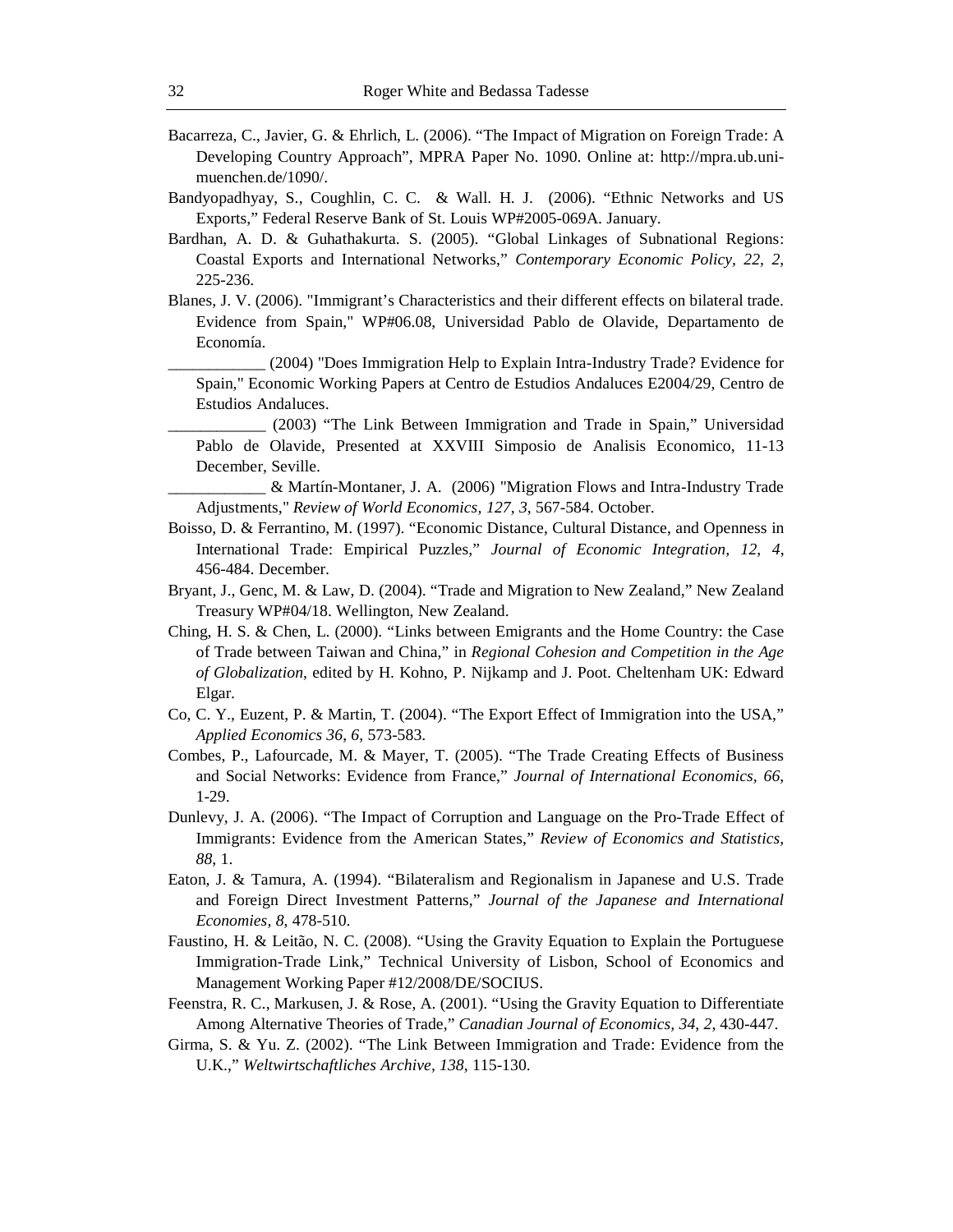Bacarreza, C., Javier, G. & Ehrlich, L. (2006). "The Impact of Migration on Foreign Trade: A Developing Country Approach", MPRA Paper No. 1090. Online at: http://mpra.ub.uni-muenchen.de/1090/.

Bandyopadhyay, S., Coughlin, C. C. & Wall. H. J. (2006). "Ethnic Networks and US Exports," Federal Reserve Bank of St. Louis WP#2005-069A. January.

Bardhan, A. D. & Guhathakurta. S. (2005). "Global Linkages of Subnational Regions: Coastal Exports and International Networks," *Contemporary Economic Policy, 22, 2*, 225-236.

Blanes, J. V. (2006). "Immigrant's Characteristics and their different effects on bilateral trade. Evidence from Spain," WP#06.08, Universidad Pablo de Olavide, Departamento de Economía.

____________ (2004) "Does Immigration Help to Explain Intra-Industry Trade? Evidence for Spain," Economic Working Papers at Centro de Estudios Andaluces E2004/29, Centro de Estudios Andaluces.

____________ (2003) "The Link Between Immigration and Trade in Spain," Universidad Pablo de Olavide, Presented at XXVIII Simposio de Analisis Economico, 11-13 December, Seville.

____________ & Martín-Montaner, J. A. (2006) "Migration Flows and Intra-Industry Trade Adjustments," *Review of World Economics, 127, 3*, 567-584. October.

Boisso, D. & Ferrantino, M. (1997). "Economic Distance, Cultural Distance, and Openness in International Trade: Empirical Puzzles," *Journal of Economic Integration, 12, 4*, 456-484. December.

Bryant, J., Genc, M. & Law, D. (2004). "Trade and Migration to New Zealand," New Zealand Treasury WP#04/18. Wellington, New Zealand.

Ching, H. S. & Chen, L. (2000). "Links between Emigrants and the Home Country: the Case of Trade between Taiwan and China," in *Regional Cohesion and Competition in the Age of Globalization*, edited by H. Kohno, P. Nijkamp and J. Poot. Cheltenham UK: Edward Elgar.

Co, C. Y., Euzent, P. & Martin, T. (2004). "The Export Effect of Immigration into the USA," *Applied Economics 36, 6*, 573-583.

Combes, P., Lafourcade, M. & Mayer, T. (2005). "The Trade Creating Effects of Business and Social Networks: Evidence from France," *Journal of International Economics, 66*, 1-29.

Dunlevy, J. A. (2006). "The Impact of Corruption and Language on the Pro-Trade Effect of Immigrants: Evidence from the American States," *Review of Economics and Statistics, 88*, 1.

Eaton, J. & Tamura, A. (1994). "Bilateralism and Regionalism in Japanese and U.S. Trade and Foreign Direct Investment Patterns," *Journal of the Japanese and International Economies, 8*, 478-510.

Faustino, H. & Leitão, N. C. (2008). "Using the Gravity Equation to Explain the Portuguese Immigration-Trade Link," Technical University of Lisbon, School of Economics and Management Working Paper #12/2008/DE/SOCIUS.

Feenstra, R. C., Markusen, J. & Rose, A. (2001). "Using the Gravity Equation to Differentiate Among Alternative Theories of Trade," *Canadian Journal of Economics, 34, 2*, 430-447.

Girma, S. & Yu. Z. (2002). "The Link Between Immigration and Trade: Evidence from the U.K.," *Weltwirtschaftliches Archive, 138*, 115-130.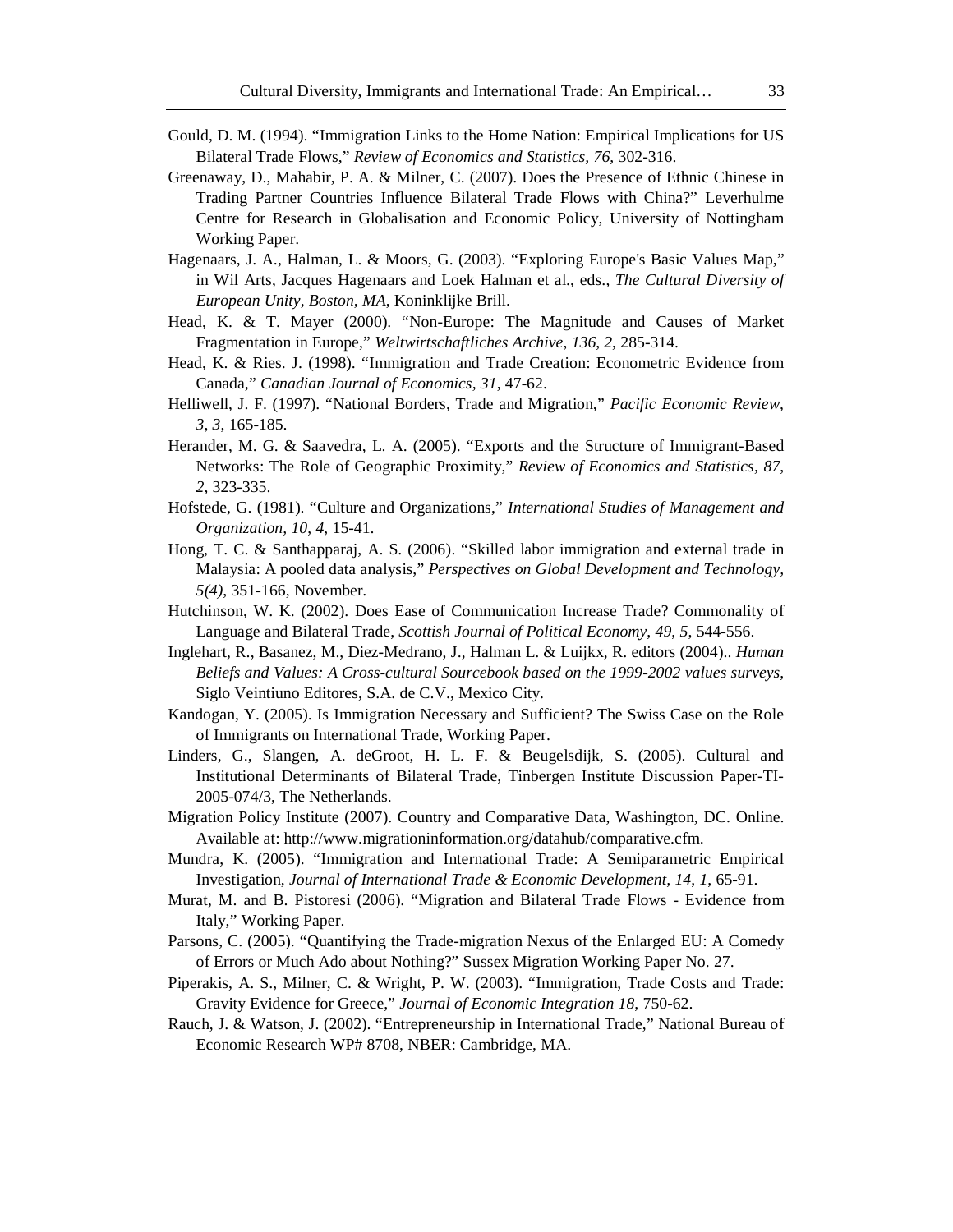Gould, D. M. (1994). "Immigration Links to the Home Nation: Empirical Implications for US Bilateral Trade Flows," *Review of Economics and Statistics, 76*, 302-316.

Greenaway, D., Mahabir, P. A. & Milner, C. (2007). Does the Presence of Ethnic Chinese in Trading Partner Countries Influence Bilateral Trade Flows with China?" Leverhulme Centre for Research in Globalisation and Economic Policy, University of Nottingham Working Paper.

Hagenaars, J. A., Halman, L. & Moors, G. (2003). "Exploring Europe's Basic Values Map," in Wil Arts, Jacques Hagenaars and Loek Halman et al., eds., *The Cultural Diversity of European Unity, Boston, MA*, Koninklijke Brill.

Head, K. & T. Mayer (2000). "Non-Europe: The Magnitude and Causes of Market Fragmentation in Europe," *Weltwirtschaftliches Archive, 136, 2*, 285-314.

Head, K. & Ries. J. (1998). "Immigration and Trade Creation: Econometric Evidence from Canada," *Canadian Journal of Economics, 31*, 47-62.

Helliwell, J. F. (1997). "National Borders, Trade and Migration," *Pacific Economic Review, 3, 3*, 165-185.

Herander, M. G. & Saavedra, L. A. (2005). "Exports and the Structure of Immigrant-Based Networks: The Role of Geographic Proximity," *Review of Economics and Statistics, 87, 2*, 323-335.

Hofstede, G. (1981). "Culture and Organizations," *International Studies of Management and Organization, 10, 4*, 15-41.

Hong, T. C. & Santhapparaj, A. S. (2006). "Skilled labor immigration and external trade in Malaysia: A pooled data analysis," *Perspectives on Global Development and Technology, 5(4)*, 351-166, November.

Hutchinson, W. K. (2002). Does Ease of Communication Increase Trade? Commonality of Language and Bilateral Trade, *Scottish Journal of Political Economy, 49, 5*, 544-556.

Inglehart, R., Basanez, M., Diez-Medrano, J., Halman L. & Luijkx, R. editors (2004).. *Human Beliefs and Values: A Cross-cultural Sourcebook based on the 1999-2002 values surveys*, Siglo Veintiuno Editores, S.A. de C.V., Mexico City.

Kandogan, Y. (2005). Is Immigration Necessary and Sufficient? The Swiss Case on the Role of Immigrants on International Trade, Working Paper.

Linders, G., Slangen, A. deGroot, H. L. F. & Beugelsdijk, S. (2005). Cultural and Institutional Determinants of Bilateral Trade, Tinbergen Institute Discussion Paper-TI-2005-074/3, The Netherlands.

Migration Policy Institute (2007). Country and Comparative Data, Washington, DC. Online. Available at: http://www.migrationinformation.org/datahub/comparative.cfm.

Mundra, K. (2005). "Immigration and International Trade: A Semiparametric Empirical Investigation, *Journal of International Trade & Economic Development, 14, 1*, 65-91.

Murat, M. and B. Pistoresi (2006). "Migration and Bilateral Trade Flows - Evidence from Italy," Working Paper.

Parsons, C. (2005). "Quantifying the Trade-migration Nexus of the Enlarged EU: A Comedy of Errors or Much Ado about Nothing?" Sussex Migration Working Paper No. 27.

Piperakis, A. S., Milner, C. & Wright, P. W. (2003). "Immigration, Trade Costs and Trade: Gravity Evidence for Greece," *Journal of Economic Integration 18*, 750-62.

Rauch, J. & Watson, J. (2002). "Entrepreneurship in International Trade," National Bureau of Economic Research WP# 8708, NBER: Cambridge, MA.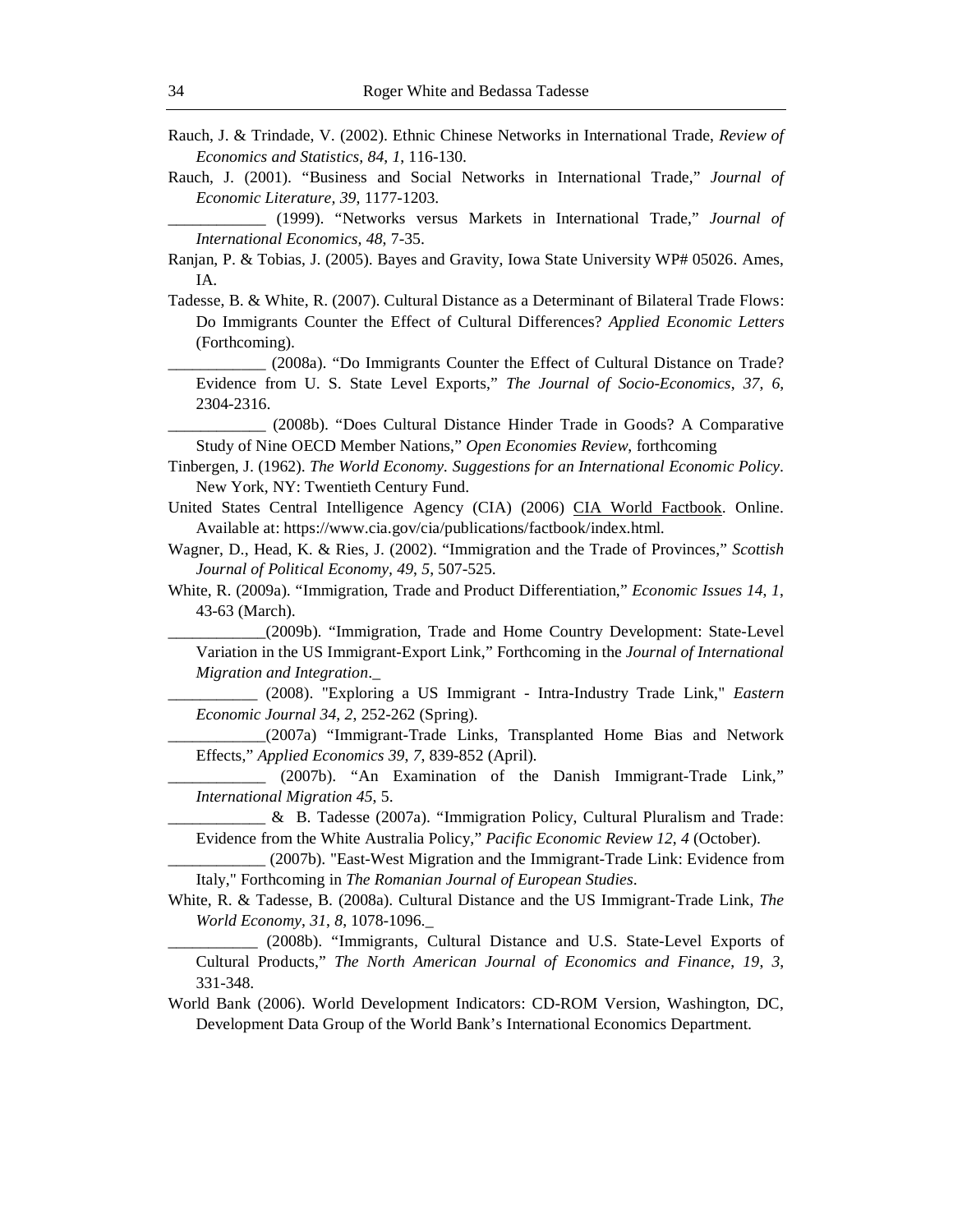Rauch, J. & Trindade, V. (2002). Ethnic Chinese Networks in International Trade, *Review of Economics and Statistics, 84*, *1*, 116-130.

Rauch, J. (2001). “Business and Social Networks in International Trade,” *Journal of Economic Literature*, *39*, 1177-1203.

____________ (1999). “Networks versus Markets in International Trade,” *Journal of International Economics, 48*, 7-35.

Ranjan, P. & Tobias, J. (2005). Bayes and Gravity, Iowa State University WP# 05026. Ames, IA.

Tadesse, B. & White, R. (2007). Cultural Distance as a Determinant of Bilateral Trade Flows: Do Immigrants Counter the Effect of Cultural Differences? *Applied Economic Letters* (Forthcoming).

____________ (2008a). “Do Immigrants Counter the Effect of Cultural Distance on Trade? Evidence from U. S. State Level Exports,” *The Journal of Socio-Economics*, *37*, *6*, 2304-2316.

____________ (2008b). “Does Cultural Distance Hinder Trade in Goods? A Comparative Study of Nine OECD Member Nations,” *Open Economies Review*, forthcoming

Tinbergen, J. (1962). *The World Economy*. *Suggestions for an International Economic Policy*. New York, NY: Twentieth Century Fund.

United States Central Intelligence Agency (CIA) (2006) CIA World Factbook. Online. Available at: https://www.cia.gov/cia/publications/factbook/index.html.

Wagner, D., Head, K. & Ries, J. (2002). “Immigration and the Trade of Provinces,” *Scottish Journal of Political Economy*, *49*, *5*, 507-525.

White, R. (2009a). “Immigration, Trade and Product Differentiation,” *Economic Issues 14, 1*, 43-63 (March).

____________(2009b). “Immigration, Trade and Home Country Development: State-Level Variation in the US Immigrant-Export Link,” Forthcoming in the *Journal of International Migration and Integration*._

___________ (2008). "Exploring a US Immigrant - Intra-Industry Trade Link," *Eastern Economic Journal 34*, *2*, 252-262 (Spring).

____________(2007a) “Immigrant-Trade Links, Transplanted Home Bias and Network Effects,” *Applied Economics 39*, *7*, 839-852 (April).

____________ (2007b). “An Examination of the Danish Immigrant-Trade Link,” *International Migration 45*, 5.

____________ & B. Tadesse (2007a). “Immigration Policy, Cultural Pluralism and Trade: Evidence from the White Australia Policy,” *Pacific Economic Review 12*, *4* (October).

____________ (2007b). "East-West Migration and the Immigrant-Trade Link: Evidence from Italy," Forthcoming in *The Romanian Journal of European Studies*.

White, R. & Tadesse, B. (2008a). Cultural Distance and the US Immigrant-Trade Link, *The World Economy*, *31*, *8*, 1078-1096._

___________ (2008b). “Immigrants, Cultural Distance and U.S. State-Level Exports of Cultural Products,” *The North American Journal of Economics and Finance*, *19*, *3*, 331-348.

World Bank (2006). World Development Indicators: CD-ROM Version, Washington, DC, Development Data Group of the World Bank’s International Economics Department.